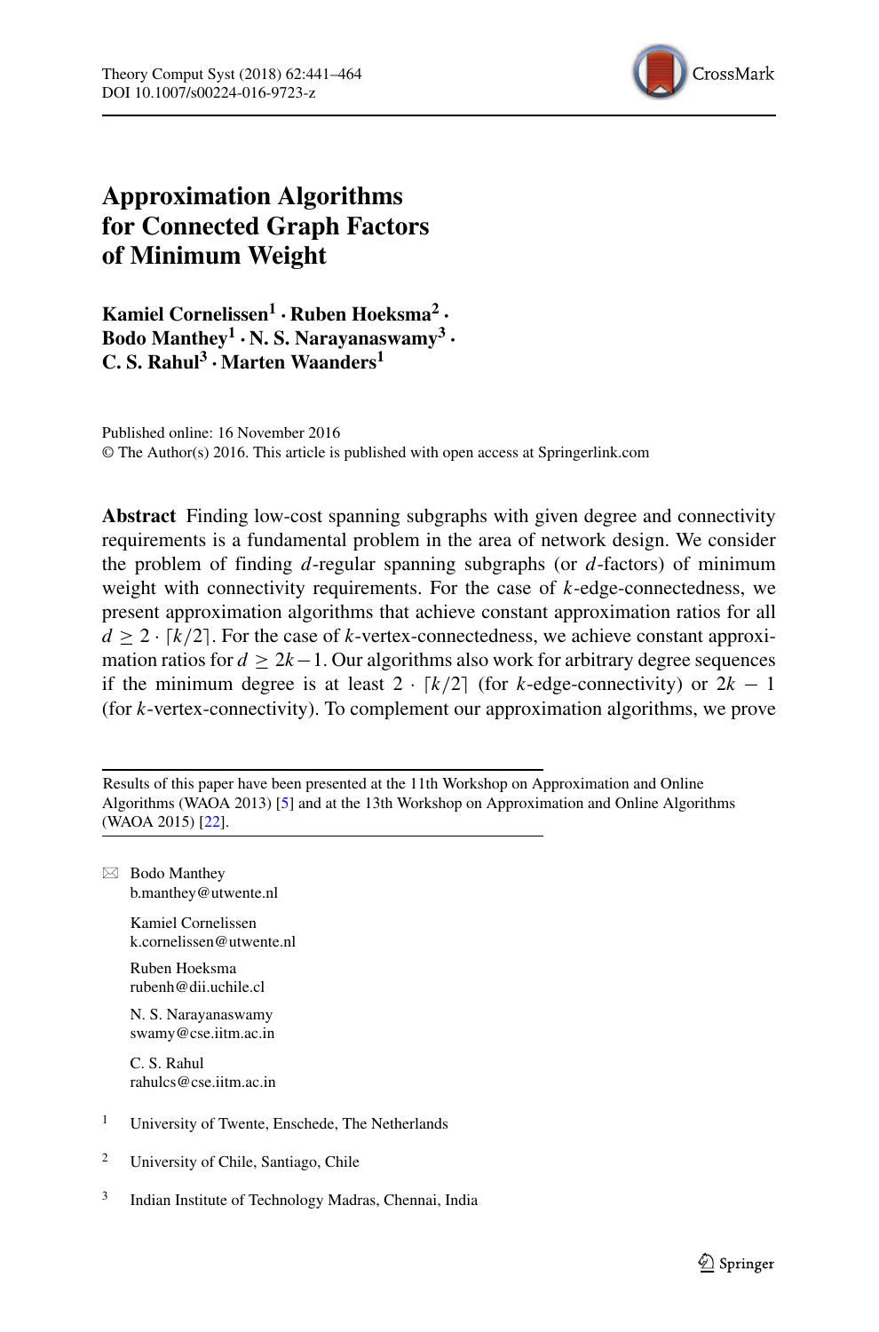# Approximation Algorithms for Connected Graph Factors of Minimum Weight

**Kamiel Cornelissen[1] · Ruben Hoeksma[2] · Bodo Manthey[1] · N. S. Narayanaswamy[3] · C. S. Rahul[3] · Marten Waanders[1]**

Published online: 16 November 2016
© The Author(s) 2016. This article is published with open access at Springerlink.com

**Abstract** Finding low-cost spanning subgraphs with given degree and connectivity requirements is a fundamental problem in the area of network design. We consider the problem of finding $d$-regular spanning subgraphs (or $d$-factors) of minimum weight with connectivity requirements. For the case of $k$-edge-connectedness, we present approximation algorithms that achieve constant approximation ratios for all $d \geq 2 \cdot \lceil k/2 \rceil$. For the case of $k$-vertex-connectedness, we achieve constant approximation ratios for $d \geq 2k-1$. Our algorithms also work for arbitrary degree sequences if the minimum degree is at least $2 \cdot \lceil k/2 \rceil$ (for $k$-edge-connectivity) or $2k - 1$ (for $k$-vertex-connectivity). To complement our approximation algorithms, we prove

---

Results of this paper have been presented at the 11th Workshop on Approximation and Online Algorithms (WAOA 2013) [5] and at the 13th Workshop on Approximation and Online Algorithms (WAOA 2015) [22].

✉ Bodo Manthey
b.manthey@utwente.nl

Kamiel Cornelissen
k.cornelissen@utwente.nl

Ruben Hoeksma
rubenh@dii.uchile.cl

N. S. Narayanaswamy
swamy@cse.iitm.ac.in

C. S. Rahul
rahulcs@cse.iitm.ac.in

[1] University of Twente, Enschede, The Netherlands

[2] University of Chile, Santiago, Chile

[3] Indian Institute of Technology Madras, Chennai, India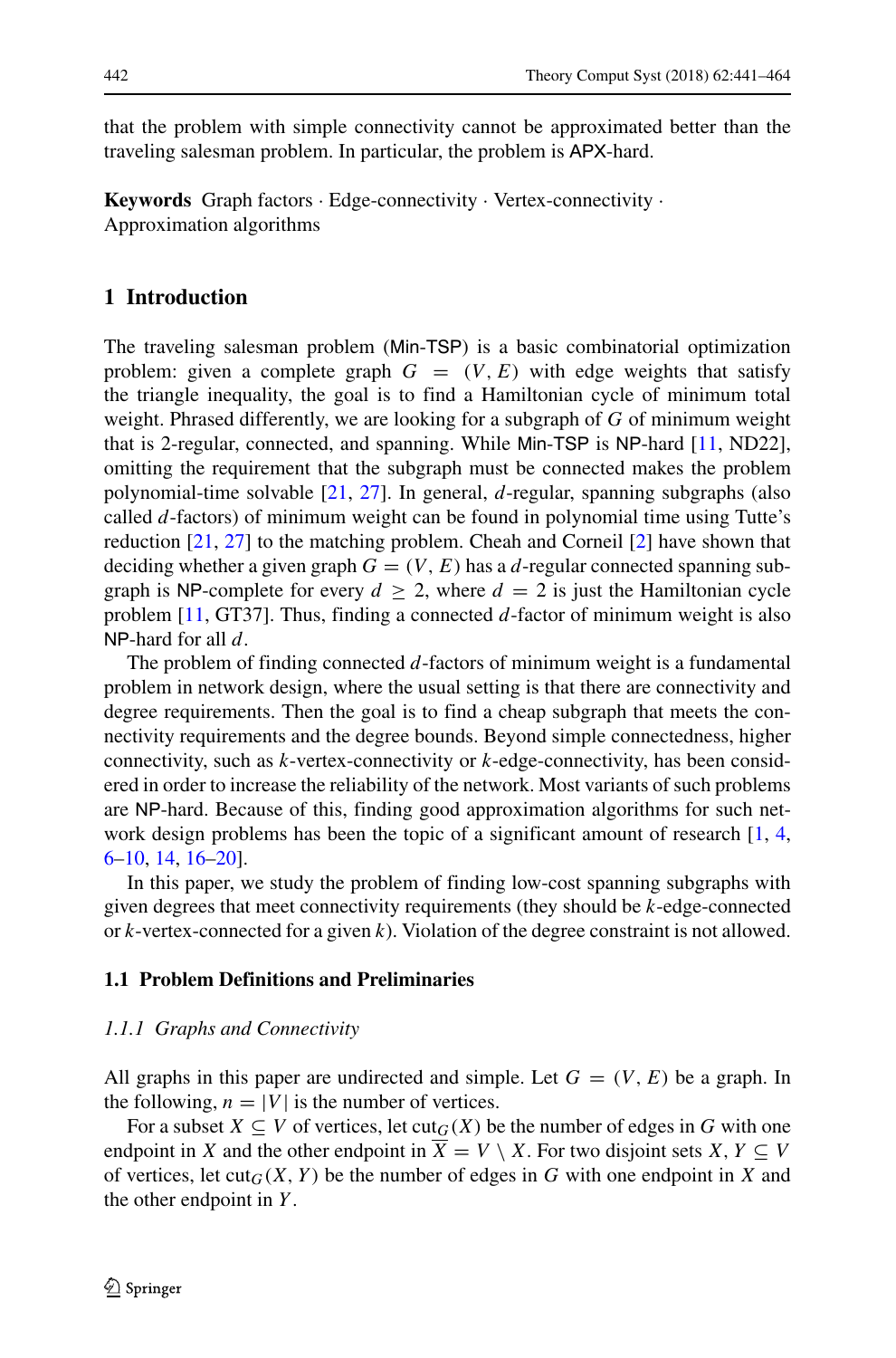that the problem with simple connectivity cannot be approximated better than the traveling salesman problem. In particular, the problem is APX-hard.

**Keywords** Graph factors · Edge-connectivity · Vertex-connectivity · Approximation algorithms

## 1 Introduction

The traveling salesman problem (Min-TSP) is a basic combinatorial optimization problem: given a complete graph $G = (V, E)$ with edge weights that satisfy the triangle inequality, the goal is to find a Hamiltonian cycle of minimum total weight. Phrased differently, we are looking for a subgraph of $G$ of minimum weight that is 2-regular, connected, and spanning. While Min-TSP is NP-hard [11, ND22], omitting the requirement that the subgraph must be connected makes the problem polynomial-time solvable [21, 27]. In general, $d$-regular, spanning subgraphs (also called $d$-factors) of minimum weight can be found in polynomial time using Tutte's reduction [21, 27] to the matching problem. Cheah and Corneil [2] have shown that deciding whether a given graph $G = (V, E)$ has a $d$-regular connected spanning subgraph is NP-complete for every $d \geq 2$, where $d = 2$ is just the Hamiltonian cycle problem [11, GT37]. Thus, finding a connected $d$-factor of minimum weight is also NP-hard for all $d$.

The problem of finding connected $d$-factors of minimum weight is a fundamental problem in network design, where the usual setting is that there are connectivity and degree requirements. Then the goal is to find a cheap subgraph that meets the connectivity requirements and the degree bounds. Beyond simple connectedness, higher connectivity, such as $k$-vertex-connectivity or $k$-edge-connectivity, has been considered in order to increase the reliability of the network. Most variants of such problems are NP-hard. Because of this, finding good approximation algorithms for such network design problems has been the topic of a significant amount of research [1, 4, 6–10, 14, 16–20].

In this paper, we study the problem of finding low-cost spanning subgraphs with given degrees that meet connectivity requirements (they should be $k$-edge-connected or $k$-vertex-connected for a given $k$). Violation of the degree constraint is not allowed.

### 1.1 Problem Definitions and Preliminaries

#### *1.1.1 Graphs and Connectivity*

All graphs in this paper are undirected and simple. Let $G = (V, E)$ be a graph. In the following, $n = |V|$ is the number of vertices.

For a subset $X \subseteq V$ of vertices, let $\text{cut}_G(X)$ be the number of edges in $G$ with one endpoint in $X$ and the other endpoint in $\overline{X} = V \setminus X$. For two disjoint sets $X, Y \subseteq V$ of vertices, let $\text{cut}_G(X, Y)$ be the number of edges in $G$ with one endpoint in $X$ and the other endpoint in $Y$.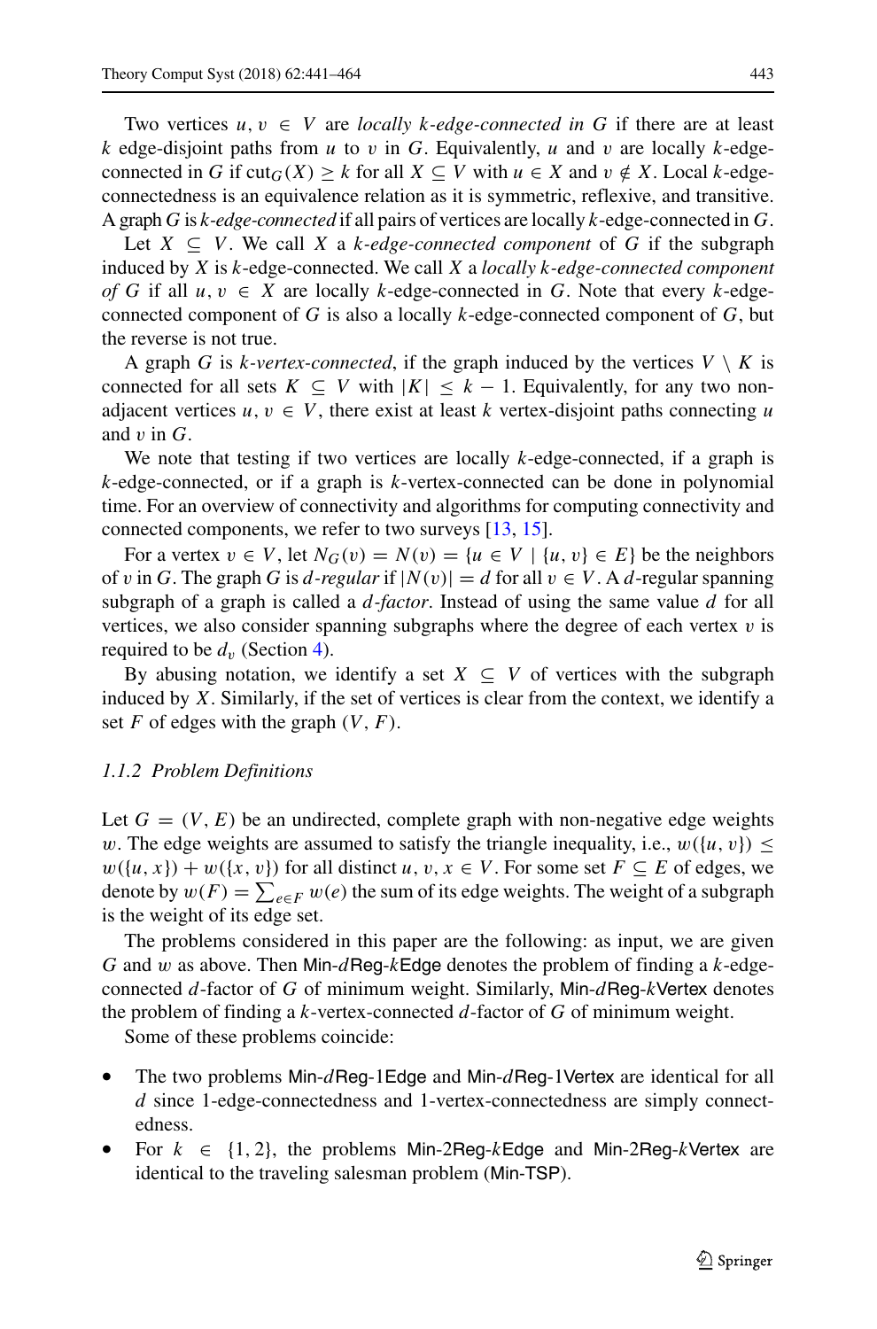Two vertices $u, v \in V$ are *locally $k$-edge-connected in $G$* if there are at least $k$ edge-disjoint paths from $u$ to $v$ in $G$. Equivalently, $u$ and $v$ are locally $k$-edge-connected in $G$ if $\text{cut}_G(X) \geq k$ for all $X \subseteq V$ with $u \in X$ and $v \notin X$. Local $k$-edge-connectedness is an equivalence relation as it is symmetric, reflexive, and transitive. A graph $G$ is *$k$-edge-connected* if all pairs of vertices are locally $k$-edge-connected in $G$.

Let $X \subseteq V$. We call $X$ a *$k$-edge-connected component* of $G$ if the subgraph induced by $X$ is $k$-edge-connected. We call $X$ a *locally $k$-edge-connected component of $G$* if all $u, v \in X$ are locally $k$-edge-connected in $G$. Note that every $k$-edge-connected component of $G$ is also a locally $k$-edge-connected component of $G$, but the reverse is not true.

A graph $G$ is *$k$-vertex-connected*, if the graph induced by the vertices $V \setminus K$ is connected for all sets $K \subseteq V$ with $|K| \leq k - 1$. Equivalently, for any two non-adjacent vertices $u, v \in V$, there exist at least $k$ vertex-disjoint paths connecting $u$ and $v$ in $G$.

We note that testing if two vertices are locally $k$-edge-connected, if a graph is $k$-edge-connected, or if a graph is $k$-vertex-connected can be done in polynomial time. For an overview of connectivity and algorithms for computing connectivity and connected components, we refer to two surveys [13, 15].

For a vertex $v \in V$, let $N_G(v) = N(v) = \{u \in V \mid \{u, v\} \in E\}$ be the neighbors of $v$ in $G$. The graph $G$ is *$d$-regular* if $|N(v)| = d$ for all $v \in V$. A $d$-regular spanning subgraph of a graph is called a *$d$-factor*. Instead of using the same value $d$ for all vertices, we also consider spanning subgraphs where the degree of each vertex $v$ is required to be $d_v$ (Section 4).

By abusing notation, we identify a set $X \subseteq V$ of vertices with the subgraph induced by $X$. Similarly, if the set of vertices is clear from the context, we identify a set $F$ of edges with the graph $(V, F)$.

#### 1.1.2 Problem Definitions

Let $G = (V, E)$ be an undirected, complete graph with non-negative edge weights $w$. The edge weights are assumed to satisfy the triangle inequality, i.e., $w(\{u, v\}) \leq w(\{u, x\}) + w(\{x, v\})$ for all distinct $u, v, x \in V$. For some set $F \subseteq E$ of edges, we denote by $w(F) = \sum_{e \in F} w(e)$ the sum of its edge weights. The weight of a subgraph is the weight of its edge set.

The problems considered in this paper are the following: as input, we are given $G$ and $w$ as above. Then Min-$d$Reg-$k$Edge denotes the problem of finding a $k$-edge-connected $d$-factor of $G$ of minimum weight. Similarly, Min-$d$Reg-$k$Vertex denotes the problem of finding a $k$-vertex-connected $d$-factor of $G$ of minimum weight.

Some of these problems coincide:

- The two problems Min-$d$Reg-1Edge and Min-$d$Reg-1Vertex are identical for all $d$ since 1-edge-connectedness and 1-vertex-connectedness are simply connectedness.
- For $k \in \{1, 2\}$, the problems Min-2Reg-$k$Edge and Min-2Reg-$k$Vertex are identical to the traveling salesman problem (Min-TSP).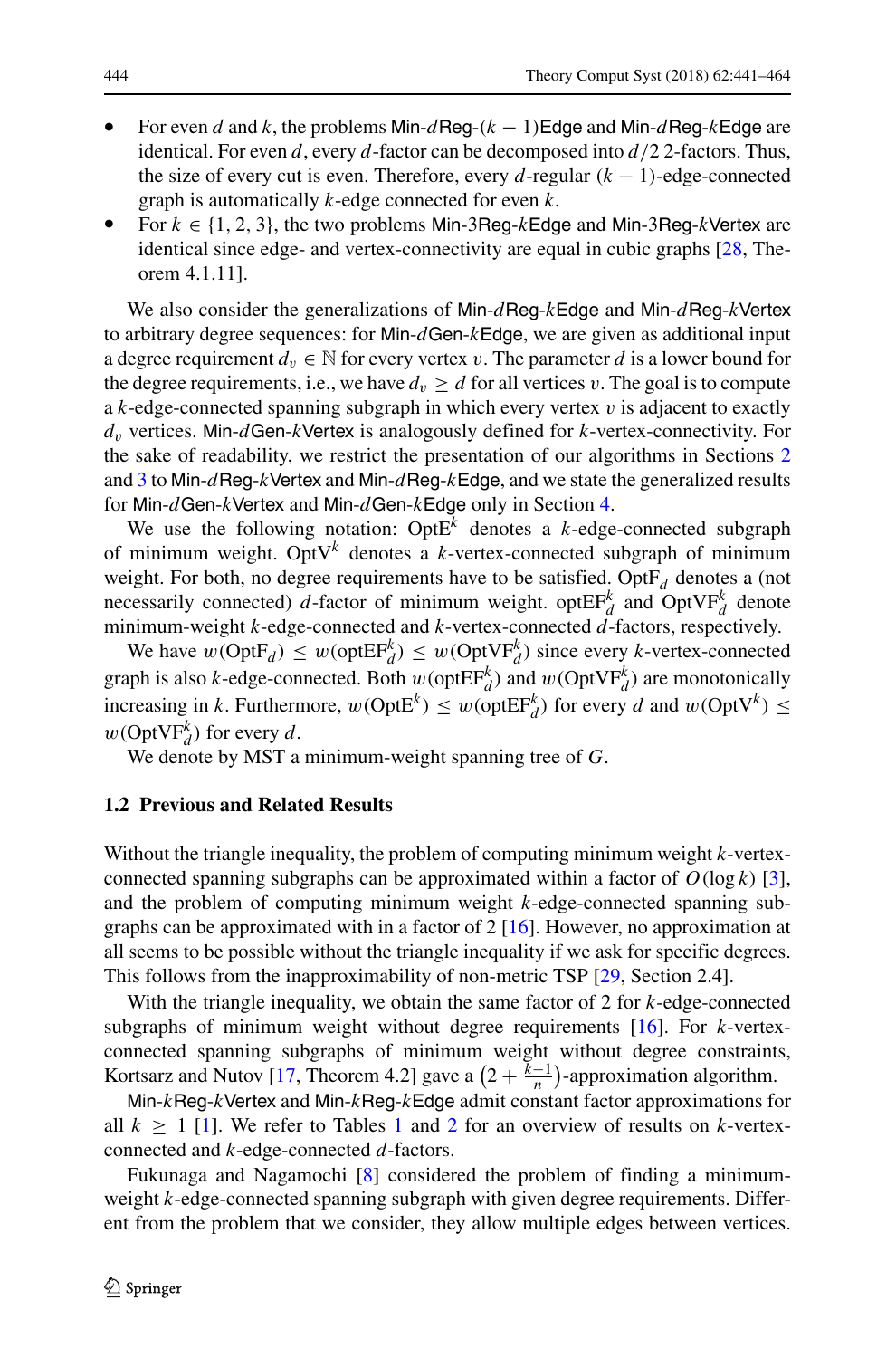- For even $d$ and $k$, the problems Min-$d$Reg-$(k-1)$Edge and Min-$d$Reg-$k$Edge are identical. For even $d$, every $d$-factor can be decomposed into $d/2$ 2-factors. Thus, the size of every cut is even. Therefore, every $d$-regular $(k-1)$-edge-connected graph is automatically $k$-edge connected for even $k$.
- For $k \in \{1, 2, 3\}$, the two problems Min-3Reg-$k$Edge and Min-3Reg-$k$Vertex are identical since edge- and vertex-connectivity are equal in cubic graphs [28, Theorem 4.1.11].

We also consider the generalizations of Min-$d$Reg-$k$Edge and Min-$d$Reg-$k$Vertex to arbitrary degree sequences: for Min-$d$Gen-$k$Edge, we are given as additional input a degree requirement $d_v \in \mathbb{N}$ for every vertex $v$. The parameter $d$ is a lower bound for the degree requirements, i.e., we have $d_v \geq d$ for all vertices $v$. The goal is to compute a $k$-edge-connected spanning subgraph in which every vertex $v$ is adjacent to exactly $d_v$ vertices. Min-$d$Gen-$k$Vertex is analogously defined for $k$-vertex-connectivity. For the sake of readability, we restrict the presentation of our algorithms in Sections 2 and 3 to Min-$d$Reg-$k$Vertex and Min-$d$Reg-$k$Edge, and we state the generalized results for Min-$d$Gen-$k$Vertex and Min-$d$Gen-$k$Edge only in Section 4.

We use the following notation: $\mathrm{OptE}^k$ denotes a $k$-edge-connected subgraph of minimum weight. $\mathrm{OptV}^k$ denotes a $k$-vertex-connected subgraph of minimum weight. For both, no degree requirements have to be satisfied. $\mathrm{OptF}_d$ denotes a (not necessarily connected) $d$-factor of minimum weight. $\mathrm{optEF}_d^k$ and $\mathrm{OptVF}_d^k$ denote minimum-weight $k$-edge-connected and $k$-vertex-connected $d$-factors, respectively.

We have $w(\mathrm{OptF}_d) \leq w(\mathrm{optEF}_d^k) \leq w(\mathrm{OptVF}_d^k)$ since every $k$-vertex-connected graph is also $k$-edge-connected. Both $w(\mathrm{optEF}_d^k)$ and $w(\mathrm{OptVF}_d^k)$ are monotonically increasing in $k$. Furthermore, $w(\mathrm{OptE}^k) \leq w(\mathrm{optEF}_d^k)$ for every $d$ and $w(\mathrm{OptV}^k) \leq w(\mathrm{OptVF}_d^k)$ for every $d$.

We denote by MST a minimum-weight spanning tree of $G$.

### 1.2 Previous and Related Results

Without the triangle inequality, the problem of computing minimum weight $k$-vertex-connected spanning subgraphs can be approximated within a factor of $O(\log k)$ [3], and the problem of computing minimum weight $k$-edge-connected spanning subgraphs can be approximated with in a factor of 2 [16]. However, no approximation at all seems to be possible without the triangle inequality if we ask for specific degrees. This follows from the inapproximability of non-metric TSP [29, Section 2.4].

With the triangle inequality, we obtain the same factor of 2 for $k$-edge-connected subgraphs of minimum weight without degree requirements [16]. For $k$-vertex-connected spanning subgraphs of minimum weight without degree constraints, Kortsarz and Nutov [17, Theorem 4.2] gave a $\left(2 + \frac{k-1}{n}\right)$-approximation algorithm.

Min-$k$Reg-$k$Vertex and Min-$k$Reg-$k$Edge admit constant factor approximations for all $k \geq 1$ [1]. We refer to Tables 1 and 2 for an overview of results on $k$-vertex-connected and $k$-edge-connected $d$-factors.

Fukunaga and Nagamochi [8] considered the problem of finding a minimum-weight $k$-edge-connected spanning subgraph with given degree requirements. Different from the problem that we consider, they allow multiple edges between vertices.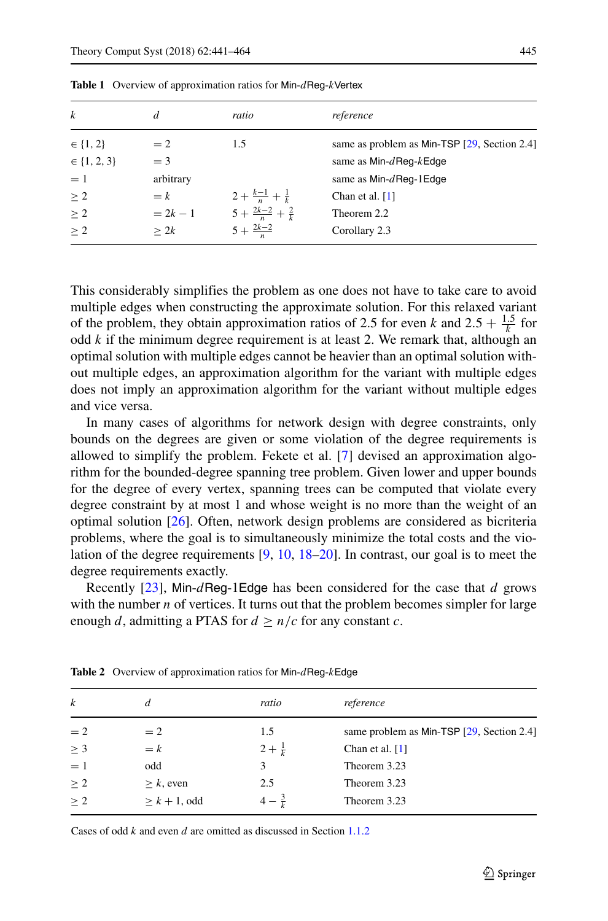**Table 1** Overview of approximation ratios for Min-$d$Reg-$k$Vertex

| $k$ | $d$ | *ratio* | *reference* |
|---|---|---|---|
| $\in \{1, 2\}$ | $= 2$ | 1.5 | same as problem as Min-TSP [29, Section 2.4] |
| $\in \{1, 2, 3\}$ | $= 3$ | | same as Min-$d$Reg-$k$Edge |
| $= 1$ | arbitrary | | same as Min-$d$Reg-1Edge |
| $\geq 2$ | $= k$ | $2 + \frac{k-1}{n} + \frac{1}{k}$ | Chan et al. [1] |
| $\geq 2$ | $= 2k - 1$ | $5 + \frac{2k-2}{n} + \frac{2}{k}$ | Theorem 2.2 |
| $\geq 2$ | $\geq 2k$ | $5 + \frac{2k-2}{n}$ | Corollary 2.3 |

This considerably simplifies the problem as one does not have to take care to avoid multiple edges when constructing the approximate solution. For this relaxed variant of the problem, they obtain approximation ratios of 2.5 for even $k$ and $2.5 + \frac{1.5}{k}$ for odd $k$ if the minimum degree requirement is at least 2. We remark that, although an optimal solution with multiple edges cannot be heavier than an optimal solution without multiple edges, an approximation algorithm for the variant with multiple edges does not imply an approximation algorithm for the variant without multiple edges and vice versa.

In many cases of algorithms for network design with degree constraints, only bounds on the degrees are given or some violation of the degree requirements is allowed to simplify the problem. Fekete et al. [7] devised an approximation algorithm for the bounded-degree spanning tree problem. Given lower and upper bounds for the degree of every vertex, spanning trees can be computed that violate every degree constraint by at most 1 and whose weight is no more than the weight of an optimal solution [26]. Often, network design problems are considered as bicriteria problems, where the goal is to simultaneously minimize the total costs and the violation of the degree requirements [9, 10, 18–20]. In contrast, our goal is to meet the degree requirements exactly.

Recently [23], Min-$d$Reg-1Edge has been considered for the case that $d$ grows with the number $n$ of vertices. It turns out that the problem becomes simpler for large enough $d$, admitting a PTAS for $d \geq n/c$ for any constant $c$.

**Table 2** Overview of approximation ratios for Min-$d$Reg-$k$Edge

| $k$ | $d$ | *ratio* | *reference* |
|---|---|---|---|
| $= 2$ | $= 2$ | 1.5 | same problem as Min-TSP [29, Section 2.4] |
| $\geq 3$ | $= k$ | $2 + \frac{1}{k}$ | Chan et al. [1] |
| $= 1$ | odd | 3 | Theorem 3.23 |
| $\geq 2$ | $\geq k$, even | 2.5 | Theorem 3.23 |
| $\geq 2$ | $\geq k + 1$, odd | $4 - \frac{3}{k}$ | Theorem 3.23 |

Cases of odd $k$ and even $d$ are omitted as discussed in Section 1.1.2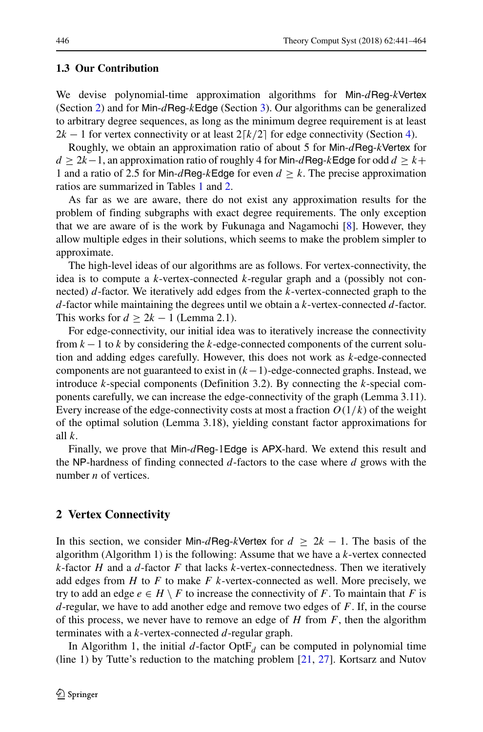### 1.3 Our Contribution

We devise polynomial-time approximation algorithms for Min-$d$Reg-$k$Vertex (Section 2) and for Min-$d$Reg-$k$Edge (Section 3). Our algorithms can be generalized to arbitrary degree sequences, as long as the minimum degree requirement is at least $2k-1$ for vertex connectivity or at least $2\lceil k/2 \rceil$ for edge connectivity (Section 4).

Roughly, we obtain an approximation ratio of about 5 for Min-$d$Reg-$k$Vertex for $d \geq 2k-1$, an approximation ratio of roughly 4 for Min-$d$Reg-$k$Edge for odd $d \geq k+1$ and a ratio of 2.5 for Min-$d$Reg-$k$Edge for even $d \geq k$. The precise approximation ratios are summarized in Tables 1 and 2.

As far as we are aware, there do not exist any approximation results for the problem of finding subgraphs with exact degree requirements. The only exception that we are aware of is the work by Fukunaga and Nagamochi [8]. However, they allow multiple edges in their solutions, which seems to make the problem simpler to approximate.

The high-level ideas of our algorithms are as follows. For vertex-connectivity, the idea is to compute a $k$-vertex-connected $k$-regular graph and a (possibly not connected) $d$-factor. We iteratively add edges from the $k$-vertex-connected graph to the $d$-factor while maintaining the degrees until we obtain a $k$-vertex-connected $d$-factor. This works for $d \geq 2k-1$ (Lemma 2.1).

For edge-connectivity, our initial idea was to iteratively increase the connectivity from $k-1$ to $k$ by considering the $k$-edge-connected components of the current solution and adding edges carefully. However, this does not work as $k$-edge-connected components are not guaranteed to exist in $(k-1)$-edge-connected graphs. Instead, we introduce $k$-special components (Definition 3.2). By connecting the $k$-special components carefully, we can increase the edge-connectivity of the graph (Lemma 3.11). Every increase of the edge-connectivity costs at most a fraction $O(1/k)$ of the weight of the optimal solution (Lemma 3.18), yielding constant factor approximations for all $k$.

Finally, we prove that Min-$d$Reg-1Edge is APX-hard. We extend this result and the NP-hardness of finding connected $d$-factors to the case where $d$ grows with the number $n$ of vertices.

## 2 Vertex Connectivity

In this section, we consider Min-$d$Reg-$k$Vertex for $d \geq 2k-1$. The basis of the algorithm (Algorithm 1) is the following: Assume that we have a $k$-vertex connected $k$-factor $H$ and a $d$-factor $F$ that lacks $k$-vertex-connectedness. Then we iteratively add edges from $H$ to $F$ to make $F$ $k$-vertex-connected as well. More precisely, we try to add an edge $e \in H \setminus F$ to increase the connectivity of $F$. To maintain that $F$ is $d$-regular, we have to add another edge and remove two edges of $F$. If, in the course of this process, we never have to remove an edge of $H$ from $F$, then the algorithm terminates with a $k$-vertex-connected $d$-regular graph.

In Algorithm 1, the initial $d$-factor $\text{OptF}_d$ can be computed in polynomial time (line 1) by Tutte's reduction to the matching problem [21, 27]. Kortsarz and Nutov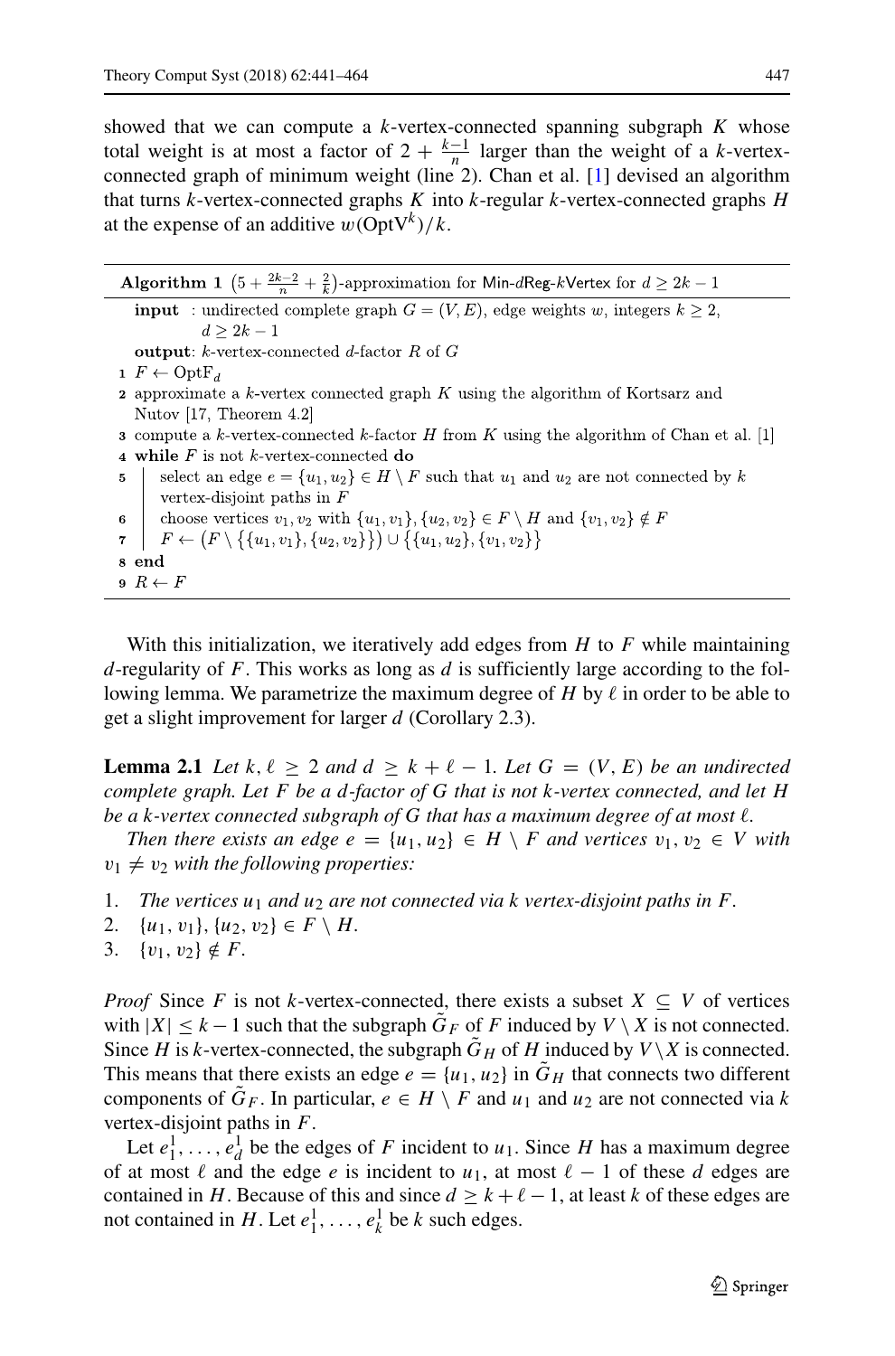showed that we can compute a $k$-vertex-connected spanning subgraph $K$ whose total weight is at most a factor of $2 + \frac{k-1}{n}$ larger than the weight of a $k$-vertex-connected graph of minimum weight (line 2). Chan et al. [1] devised an algorithm that turns $k$-vertex-connected graphs $K$ into $k$-regular $k$-vertex-connected graphs $H$ at the expense of an additive $w(\mathrm{OptV}^k)/k$.

**Algorithm 1** $(5 + \frac{2k-2}{n} + \frac{2}{k})$-approximation for Min-$d$Reg-$k$Vertex for $d \geq 2k - 1$

```
input : undirected complete graph G = (V, E), edge weights w, integers k ≥ 2,
        d ≥ 2k − 1
output: k-vertex-connected d-factor R of G
1 F ← OptF_d
2 approximate a k-vertex connected graph K using the algorithm of Kortsarz and
  Nutov [17, Theorem 4.2]
3 compute a k-vertex-connected k-factor H from K using the algorithm of Chan et al. [1]
4 while F is not k-vertex-connected do
5     select an edge e = {u1, u2} ∈ H \ F such that u1 and u2 are not connected by k
      vertex-disjoint paths in F
6     choose vertices v1, v2 with {u1, v1}, {u2, v2} ∈ F \ H and {v1, v2} ∉ F
7     F ← (F \ {{u1, v1}, {u2, v2}}) ∪ {{u1, u2}, {v1, v2}}
8 end
9 R ← F
```

With this initialization, we iteratively add edges from $H$ to $F$ while maintaining $d$-regularity of $F$. This works as long as $d$ is sufficiently large according to the following lemma. We parametrize the maximum degree of $H$ by $\ell$ in order to be able to get a slight improvement for larger $d$ (Corollary 2.3).

**Lemma 2.1** *Let $k, \ell \geq 2$ and $d \geq k + \ell - 1$. Let $G = (V, E)$ be an undirected complete graph. Let $F$ be a $d$-factor of $G$ that is not $k$-vertex connected, and let $H$ be a $k$-vertex connected subgraph of $G$ that has a maximum degree of at most $\ell$.*

*Then there exists an edge $e = \{u_1, u_2\} \in H \setminus F$ and vertices $v_1, v_2 \in V$ with $v_1 \neq v_2$ with the following properties:*

1. *The vertices $u_1$ and $u_2$ are not connected via $k$ vertex-disjoint paths in $F$.*
2. *$\{u_1, v_1\}, \{u_2, v_2\} \in F \setminus H$.*
3. *$\{v_1, v_2\} \notin F$.*

*Proof* Since $F$ is not $k$-vertex-connected, there exists a subset $X \subseteq V$ of vertices with $|X| \leq k - 1$ such that the subgraph $\tilde{G}_F$ of $F$ induced by $V \setminus X$ is not connected. Since $H$ is $k$-vertex-connected, the subgraph $\tilde{G}_H$ of $H$ induced by $V \setminus X$ is connected. This means that there exists an edge $e = \{u_1, u_2\}$ in $\tilde{G}_H$ that connects two different components of $\tilde{G}_F$. In particular, $e \in H \setminus F$ and $u_1$ and $u_2$ are not connected via $k$ vertex-disjoint paths in $F$.

Let $e_1^1, \ldots, e_d^1$ be the edges of $F$ incident to $u_1$. Since $H$ has a maximum degree of at most $\ell$ and the edge $e$ is incident to $u_1$, at most $\ell - 1$ of these $d$ edges are contained in $H$. Because of this and since $d \geq k + \ell - 1$, at least $k$ of these edges are not contained in $H$. Let $e_1^1, \ldots, e_k^1$ be $k$ such edges.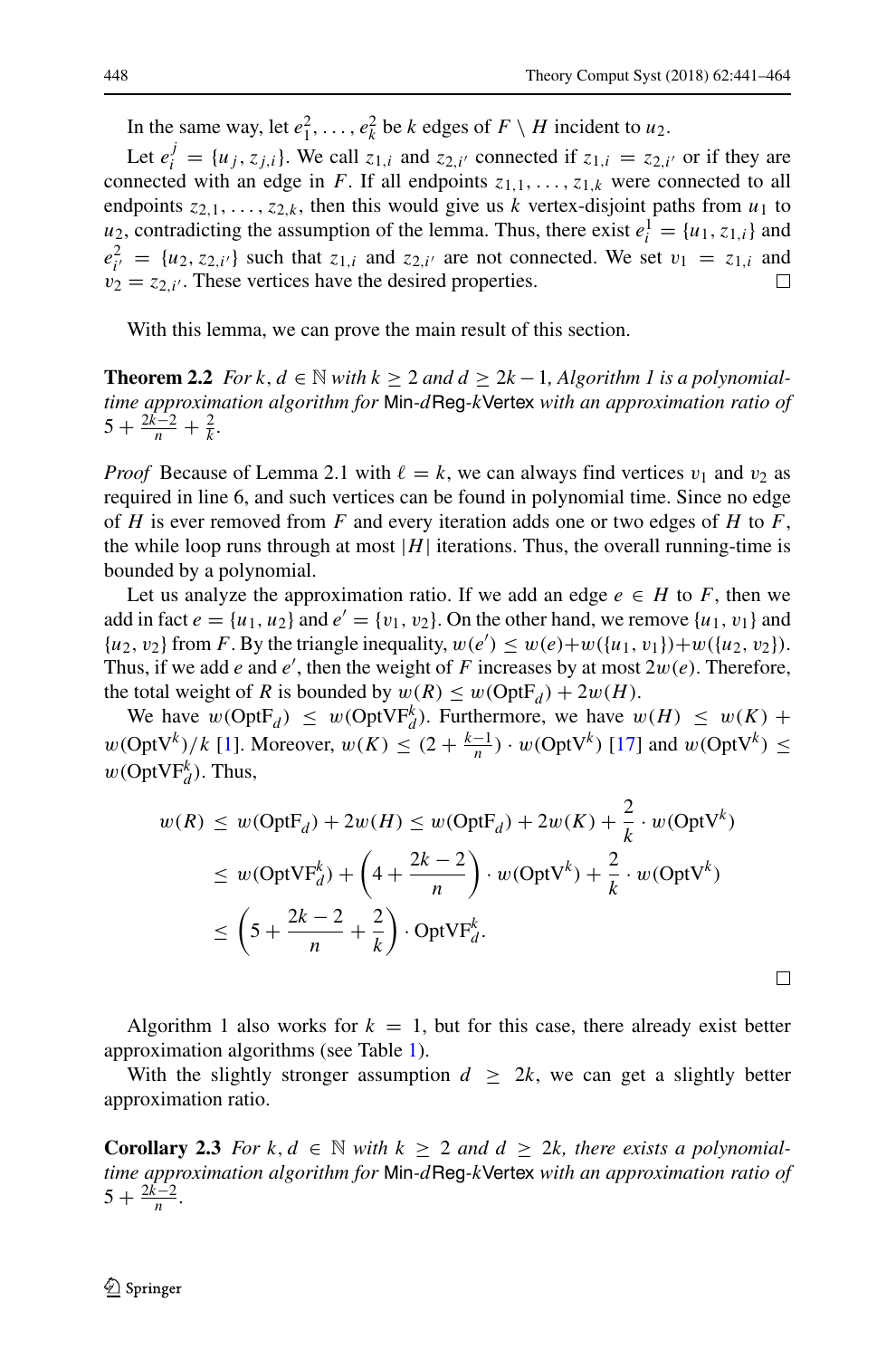In the same way, let $e_1^2, \ldots, e_k^2$ be $k$ edges of $F \setminus H$ incident to $u_2$.

Let $e_i^j = \{u_j, z_{j,i}\}$. We call $z_{1,i}$ and $z_{2,i'}$ connected if $z_{1,i} = z_{2,i'}$ or if they are connected with an edge in $F$. If all endpoints $z_{1,1}, \ldots, z_{1,k}$ were connected to all endpoints $z_{2,1}, \ldots, z_{2,k}$, then this would give us $k$ vertex-disjoint paths from $u_1$ to $u_2$, contradicting the assumption of the lemma. Thus, there exist $e_i^1 = \{u_1, z_{1,i}\}$ and $e_{i'}^2 = \{u_2, z_{2,i'}\}$ such that $z_{1,i}$ and $z_{2,i'}$ are not connected. We set $v_1 = z_{1,i}$ and $v_2 = z_{2,i'}$. These vertices have the desired properties. $\square$

With this lemma, we can prove the main result of this section.

**Theorem 2.2** *For $k, d \in \mathbb{N}$ with $k \geq 2$ and $d \geq 2k-1$, Algorithm 1 is a polynomial-time approximation algorithm for* Min-$d$Reg-$k$Vertex *with an approximation ratio of* $5 + \frac{2k-2}{n} + \frac{2}{k}$.

*Proof* Because of Lemma 2.1 with $\ell = k$, we can always find vertices $v_1$ and $v_2$ as required in line 6, and such vertices can be found in polynomial time. Since no edge of $H$ is ever removed from $F$ and every iteration adds one or two edges of $H$ to $F$, the while loop runs through at most $|H|$ iterations. Thus, the overall running-time is bounded by a polynomial.

Let us analyze the approximation ratio. If we add an edge $e \in H$ to $F$, then we add in fact $e = \{u_1, u_2\}$ and $e' = \{v_1, v_2\}$. On the other hand, we remove $\{u_1, v_1\}$ and $\{u_2, v_2\}$ from $F$. By the triangle inequality, $w(e') \leq w(e) + w(\{u_1, v_1\}) + w(\{u_2, v_2\})$. Thus, if we add $e$ and $e'$, then the weight of $F$ increases by at most $2w(e)$. Therefore, the total weight of $R$ is bounded by $w(R) \leq w(\text{OptF}_d) + 2w(H)$.

We have $w(\text{OptF}_d) \leq w(\text{OptVF}_d^k)$. Furthermore, we have $w(H) \leq w(K) + w(\text{OptV}^k)/k$ [1]. Moreover, $w(K) \leq (2 + \frac{k-1}{n}) \cdot w(\text{OptV}^k)$ [17] and $w(\text{OptV}^k) \leq w(\text{OptVF}_d^k)$. Thus,

$$
\begin{aligned}
w(R) &\leq w(\text{OptF}_d) + 2w(H) \leq w(\text{OptF}_d) + 2w(K) + \frac{2}{k} \cdot w(\text{OptV}^k) \\
&\leq w(\text{OptVF}_d^k) + \left(4 + \frac{2k-2}{n}\right) \cdot w(\text{OptV}^k) + \frac{2}{k} \cdot w(\text{OptV}^k) \\
&\leq \left(5 + \frac{2k-2}{n} + \frac{2}{k}\right) \cdot \text{OptVF}_d^k.
\end{aligned}
$$

$\square$

Algorithm 1 also works for $k = 1$, but for this case, there already exist better approximation algorithms (see Table 1).

With the slightly stronger assumption $d \geq 2k$, we can get a slightly better approximation ratio.

**Corollary 2.3** *For $k, d \in \mathbb{N}$ with $k \geq 2$ and $d \geq 2k$, there exists a polynomial-time approximation algorithm for* Min-$d$Reg-$k$Vertex *with an approximation ratio of* $5 + \frac{2k-2}{n}$.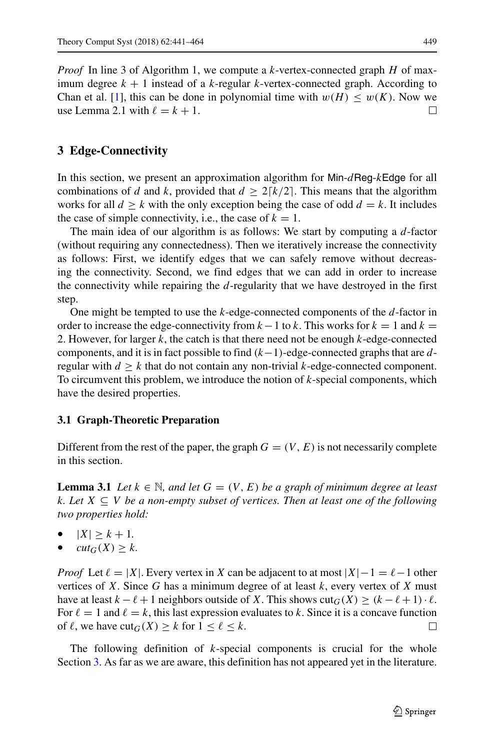*Proof* In line 3 of Algorithm 1, we compute a $k$-vertex-connected graph $H$ of maximum degree $k+1$ instead of a $k$-regular $k$-vertex-connected graph. According to Chan et al. [1], this can be done in polynomial time with $w(H) \leq w(K)$. Now we use Lemma 2.1 with $\ell = k+1$. □

## 3 Edge-Connectivity

In this section, we present an approximation algorithm for Min-$d$Reg-$k$Edge for all combinations of $d$ and $k$, provided that $d \geq 2\lceil k/2 \rceil$. This means that the algorithm works for all $d \geq k$ with the only exception being the case of odd $d = k$. It includes the case of simple connectivity, i.e., the case of $k = 1$.

The main idea of our algorithm is as follows: We start by computing a $d$-factor (without requiring any connectedness). Then we iteratively increase the connectivity as follows: First, we identify edges that we can safely remove without decreasing the connectivity. Second, we find edges that we can add in order to increase the connectivity while repairing the $d$-regularity that we have destroyed in the first step.

One might be tempted to use the $k$-edge-connected components of the $d$-factor in order to increase the edge-connectivity from $k-1$ to $k$. This works for $k = 1$ and $k = 2$. However, for larger $k$, the catch is that there need not be enough $k$-edge-connected components, and it is in fact possible to find $(k-1)$-edge-connected graphs that are $d$-regular with $d \geq k$ that do not contain any non-trivial $k$-edge-connected component. To circumvent this problem, we introduce the notion of $k$-special components, which have the desired properties.

### 3.1 Graph-Theoretic Preparation

Different from the rest of the paper, the graph $G = (V, E)$ is not necessarily complete in this section.

**Lemma 3.1** *Let $k \in \mathbb{N}$, and let $G = (V, E)$ be a graph of minimum degree at least $k$. Let $X \subseteq V$ be a non-empty subset of vertices. Then at least one of the following two properties hold:*

- $|X| \geq k+1$.
- $cut_G(X) \geq k$.

*Proof* Let $\ell = |X|$. Every vertex in $X$ can be adjacent to at most $|X|-1 = \ell-1$ other vertices of $X$. Since $G$ has a minimum degree of at least $k$, every vertex of $X$ must have at least $k-\ell+1$ neighbors outside of $X$. This shows $\text{cut}_G(X) \geq (k-\ell+1) \cdot \ell$. For $\ell = 1$ and $\ell = k$, this last expression evaluates to $k$. Since it is a concave function of $\ell$, we have $\text{cut}_G(X) \geq k$ for $1 \leq \ell \leq k$. □

The following definition of $k$-special components is crucial for the whole Section 3. As far as we are aware, this definition has not appeared yet in the literature.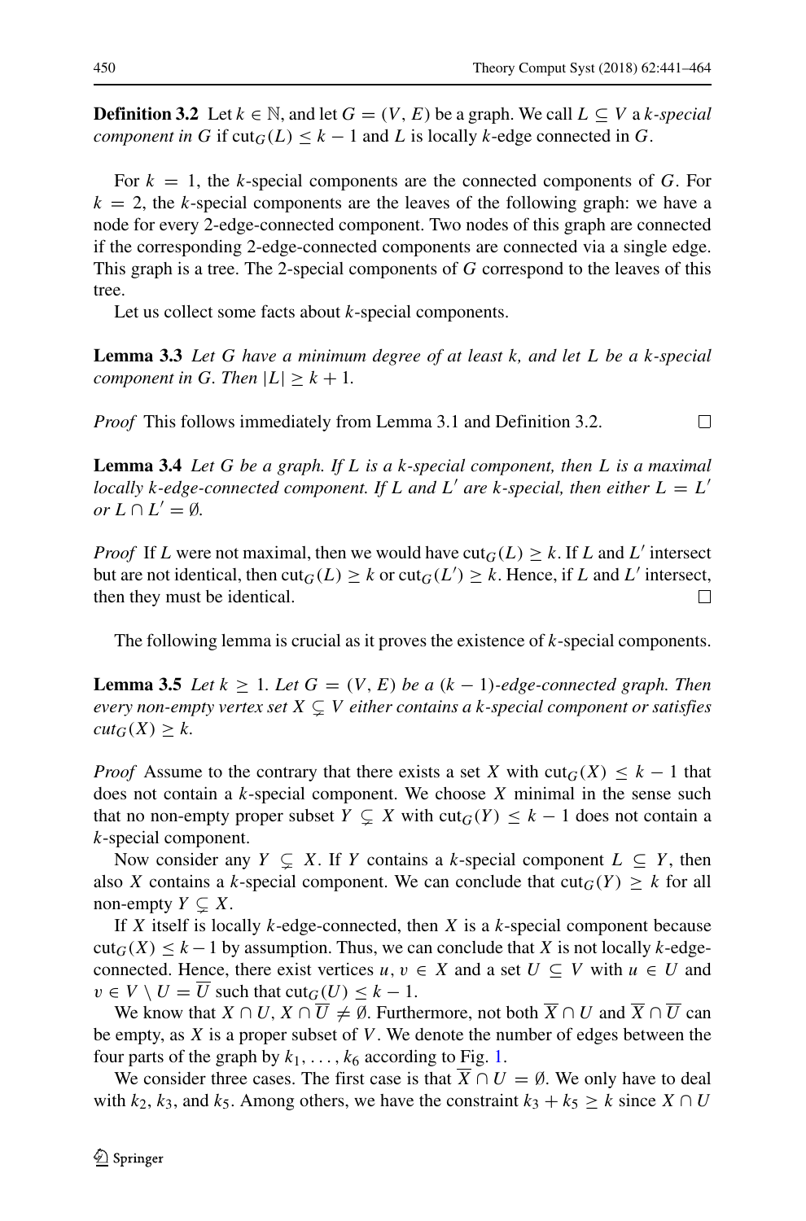**Definition 3.2** Let $k \in \mathbb{N}$, and let $G = (V, E)$ be a graph. We call $L \subseteq V$ a *$k$-special component in $G$* if $\mathrm{cut}_G(L) \leq k - 1$ and $L$ is locally $k$-edge connected in $G$.

For $k = 1$, the $k$-special components are the connected components of $G$. For $k = 2$, the $k$-special components are the leaves of the following graph: we have a node for every 2-edge-connected component. Two nodes of this graph are connected if the corresponding 2-edge-connected components are connected via a single edge. This graph is a tree. The 2-special components of $G$ correspond to the leaves of this tree.

Let us collect some facts about $k$-special components.

**Lemma 3.3** *Let $G$ have a minimum degree of at least $k$, and let $L$ be a $k$-special component in $G$. Then $|L| \geq k + 1$.*

*Proof* This follows immediately from Lemma 3.1 and Definition 3.2. □

**Lemma 3.4** *Let $G$ be a graph. If $L$ is a $k$-special component, then $L$ is a maximal locally $k$-edge-connected component. If $L$ and $L'$ are $k$-special, then either $L = L'$ or $L \cap L' = \emptyset$.*

*Proof* If $L$ were not maximal, then we would have $\mathrm{cut}_G(L) \geq k$. If $L$ and $L'$ intersect but are not identical, then $\mathrm{cut}_G(L) \geq k$ or $\mathrm{cut}_G(L') \geq k$. Hence, if $L$ and $L'$ intersect, then they must be identical. □

The following lemma is crucial as it proves the existence of $k$-special components.

**Lemma 3.5** *Let $k \geq 1$. Let $G = (V, E)$ be a $(k-1)$-edge-connected graph. Then every non-empty vertex set $X \subsetneq V$ either contains a $k$-special component or satisfies $\mathrm{cut}_G(X) \geq k$.*

*Proof* Assume to the contrary that there exists a set $X$ with $\mathrm{cut}_G(X) \leq k - 1$ that does not contain a $k$-special component. We choose $X$ minimal in the sense such that no non-empty proper subset $Y \subsetneq X$ with $\mathrm{cut}_G(Y) \leq k - 1$ does not contain a $k$-special component.

Now consider any $Y \subsetneq X$. If $Y$ contains a $k$-special component $L \subseteq Y$, then also $X$ contains a $k$-special component. We can conclude that $\mathrm{cut}_G(Y) \geq k$ for all non-empty $Y \subsetneq X$.

If $X$ itself is locally $k$-edge-connected, then $X$ is a $k$-special component because $\mathrm{cut}_G(X) \leq k-1$ by assumption. Thus, we can conclude that $X$ is not locally $k$-edge-connected. Hence, there exist vertices $u, v \in X$ and a set $U \subseteq V$ with $u \in U$ and $v \in V \setminus U = \overline{U}$ such that $\mathrm{cut}_G(U) \leq k - 1$.

We know that $X \cap U, X \cap \overline{U} \neq \emptyset$. Furthermore, not both $\overline{X} \cap U$ and $\overline{X} \cap \overline{U}$ can be empty, as $X$ is a proper subset of $V$. We denote the number of edges between the four parts of the graph by $k_1, \ldots, k_6$ according to Fig. 1.

We consider three cases. The first case is that $\overline{X} \cap U = \emptyset$. We only have to deal with $k_2$, $k_3$, and $k_5$. Among others, we have the constraint $k_3 + k_5 \geq k$ since $X \cap U$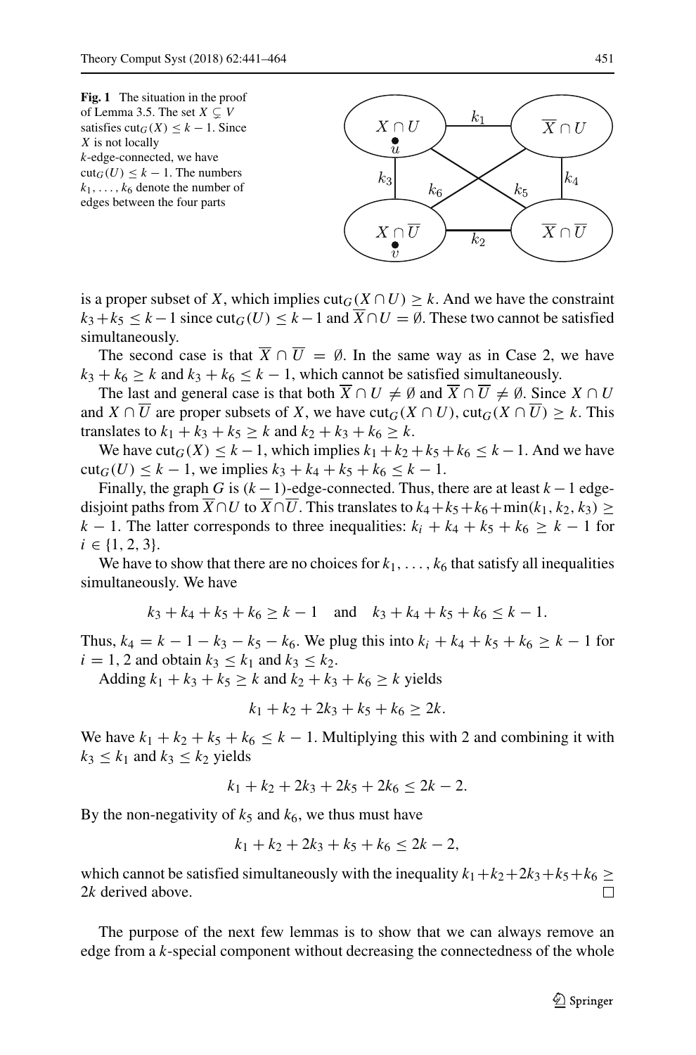**Fig. 1** The situation in the proof of Lemma 3.5. The set $X \subsetneq V$ satisfies $\text{cut}_G(X) \le k-1$. Since $X$ is not locally $k$-edge-connected, we have $\text{cut}_G(U) \le k-1$. The numbers $k_1, \ldots, k_6$ denote the number of edges between the four parts

is a proper subset of $X$, which implies $\text{cut}_G(X \cap U) \ge k$. And we have the constraint $k_3 + k_5 \le k-1$ since $\text{cut}_G(U) \le k-1$ and $\overline{X} \cap U = \emptyset$. These two cannot be satisfied simultaneously.

The second case is that $\overline{X} \cap \overline{U} = \emptyset$. In the same way as in Case 2, we have $k_3 + k_6 \ge k$ and $k_3 + k_6 \le k-1$, which cannot be satisfied simultaneously.

The last and general case is that both $\overline{X} \cap U \ne \emptyset$ and $\overline{X} \cap \overline{U} \ne \emptyset$. Since $X \cap U$ and $X \cap \overline{U}$ are proper subsets of $X$, we have $\text{cut}_G(X \cap U), \text{cut}_G(X \cap \overline{U}) \ge k$. This translates to $k_1 + k_3 + k_5 \ge k$ and $k_2 + k_3 + k_6 \ge k$.

We have $\text{cut}_G(X) \le k-1$, which implies $k_1 + k_2 + k_5 + k_6 \le k-1$. And we have $\text{cut}_G(U) \le k-1$, we implies $k_3 + k_4 + k_5 + k_6 \le k-1$.

Finally, the graph $G$ is $(k-1)$-edge-connected. Thus, there are at least $k-1$ edge-disjoint paths from $\overline{X} \cap U$ to $\overline{X} \cap \overline{U}$. This translates to $k_4 + k_5 + k_6 + \min(k_1, k_2, k_3) \ge k-1$. The latter corresponds to three inequalities: $k_i + k_4 + k_5 + k_6 \ge k-1$ for $i \in \{1, 2, 3\}$.

We have to show that there are no choices for $k_1, \ldots, k_6$ that satisfy all inequalities simultaneously. We have

$$k_3 + k_4 + k_5 + k_6 \ge k-1 \quad \text{and} \quad k_3 + k_4 + k_5 + k_6 \le k-1.$$

Thus, $k_4 = k - 1 - k_3 - k_5 - k_6$. We plug this into $k_i + k_4 + k_5 + k_6 \ge k-1$ for $i = 1, 2$ and obtain $k_3 \le k_1$ and $k_3 \le k_2$.

Adding $k_1 + k_3 + k_5 \ge k$ and $k_2 + k_3 + k_6 \ge k$ yields

$$k_1 + k_2 + 2k_3 + k_5 + k_6 \ge 2k.$$

We have $k_1 + k_2 + k_5 + k_6 \le k-1$. Multiplying this with 2 and combining it with $k_3 \le k_1$ and $k_3 \le k_2$ yields

$$k_1 + k_2 + 2k_3 + 2k_5 + 2k_6 \le 2k-2.$$

By the non-negativity of $k_5$ and $k_6$, we thus must have

$$k_1 + k_2 + 2k_3 + k_5 + k_6 \le 2k-2,$$

which cannot be satisfied simultaneously with the inequality $k_1 + k_2 + 2k_3 + k_5 + k_6 \ge 2k$ derived above. □

The purpose of the next few lemmas is to show that we can always remove an edge from a $k$-special component without decreasing the connectedness of the whole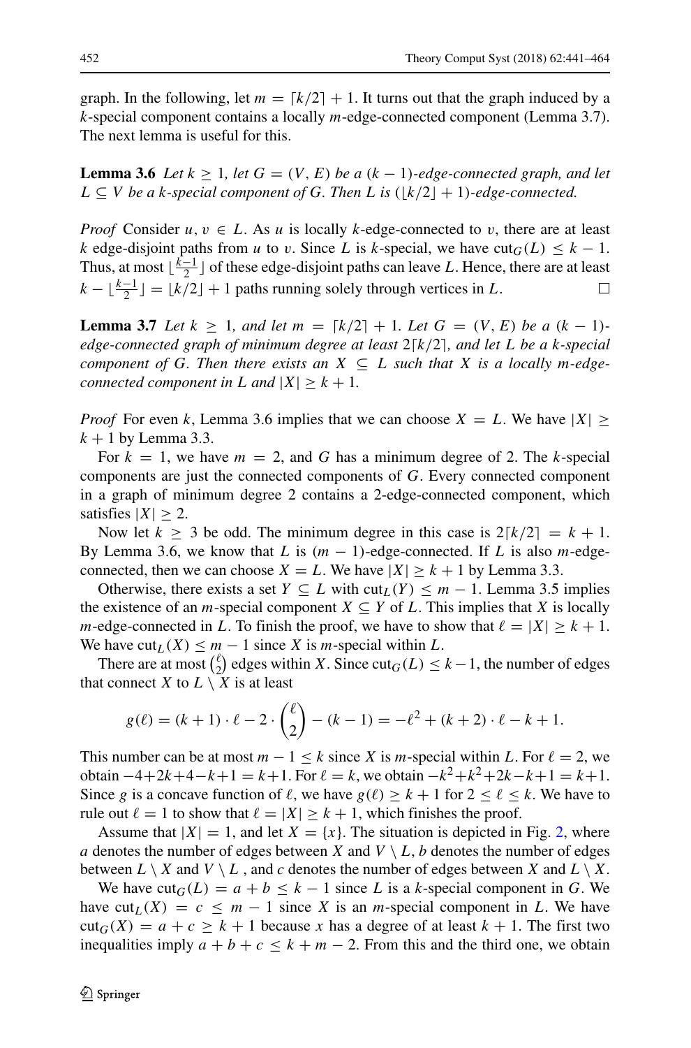graph. In the following, let $m = \lceil k/2 \rceil + 1$. It turns out that the graph induced by a $k$-special component contains a locally $m$-edge-connected component (Lemma 3.7). The next lemma is useful for this.

**Lemma 3.6** *Let $k \geq 1$, let $G = (V, E)$ be a $(k-1)$-edge-connected graph, and let $L \subseteq V$ be a $k$-special component of $G$. Then $L$ is $(\lfloor k/2 \rfloor + 1)$-edge-connected.*

*Proof* Consider $u, v \in L$. As $u$ is locally $k$-edge-connected to $v$, there are at least $k$ edge-disjoint paths from $u$ to $v$. Since $L$ is $k$-special, we have $\text{cut}_G(L) \leq k - 1$. Thus, at most $\lfloor \frac{k-1}{2} \rfloor$ of these edge-disjoint paths can leave $L$. Hence, there are at least $k - \lfloor \frac{k-1}{2} \rfloor = \lfloor k/2 \rfloor + 1$ paths running solely through vertices in $L$. □

**Lemma 3.7** *Let $k \geq 1$, and let $m = \lceil k/2 \rceil + 1$. Let $G = (V, E)$ be a $(k-1)$-edge-connected graph of minimum degree at least $2\lceil k/2 \rceil$, and let $L$ be a $k$-special component of $G$. Then there exists an $X \subseteq L$ such that $X$ is a locally $m$-edge-connected component in $L$ and $|X| \geq k + 1$.*

*Proof* For even $k$, Lemma 3.6 implies that we can choose $X = L$. We have $|X| \geq k + 1$ by Lemma 3.3.

For $k = 1$, we have $m = 2$, and $G$ has a minimum degree of 2. The $k$-special components are just the connected components of $G$. Every connected component in a graph of minimum degree 2 contains a 2-edge-connected component, which satisfies $|X| \geq 2$.

Now let $k \geq 3$ be odd. The minimum degree in this case is $2\lceil k/2 \rceil = k + 1$. By Lemma 3.6, we know that $L$ is $(m-1)$-edge-connected. If $L$ is also $m$-edge-connected, then we can choose $X = L$. We have $|X| \geq k + 1$ by Lemma 3.3.

Otherwise, there exists a set $Y \subseteq L$ with $\text{cut}_L(Y) \leq m - 1$. Lemma 3.5 implies the existence of an $m$-special component $X \subseteq Y$ of $L$. This implies that $X$ is locally $m$-edge-connected in $L$. To finish the proof, we have to show that $\ell = |X| \geq k + 1$. We have $\text{cut}_L(X) \leq m - 1$ since $X$ is $m$-special within $L$.

There are at most $\binom{\ell}{2}$ edges within $X$. Since $\text{cut}_G(L) \leq k - 1$, the number of edges that connect $X$ to $L \setminus X$ is at least

$$g(\ell) = (k+1) \cdot \ell - 2 \cdot \binom{\ell}{2} - (k-1) = -\ell^2 + (k+2) \cdot \ell - k + 1.$$

This number can be at most $m - 1 \leq k$ since $X$ is $m$-special within $L$. For $\ell = 2$, we obtain $-4 + 2k + 4 - k + 1 = k + 1$. For $\ell = k$, we obtain $-k^2 + k^2 + 2k - k + 1 = k + 1$. Since $g$ is a concave function of $\ell$, we have $g(\ell) \geq k + 1$ for $2 \leq \ell \leq k$. We have to rule out $\ell = 1$ to show that $\ell = |X| \geq k + 1$, which finishes the proof.

Assume that $|X| = 1$, and let $X = \{x\}$. The situation is depicted in Fig. 2, where $a$ denotes the number of edges between $X$ and $V \setminus L$, $b$ denotes the number of edges between $L \setminus X$ and $V \setminus L$, and $c$ denotes the number of edges between $X$ and $L \setminus X$.

We have $\text{cut}_G(L) = a + b \leq k - 1$ since $L$ is a $k$-special component in $G$. We have $\text{cut}_L(X) = c \leq m - 1$ since $X$ is an $m$-special component in $L$. We have $\text{cut}_G(X) = a + c \geq k + 1$ because $x$ has a degree of at least $k + 1$. The first two inequalities imply $a + b + c \leq k + m - 2$. From this and the third one, we obtain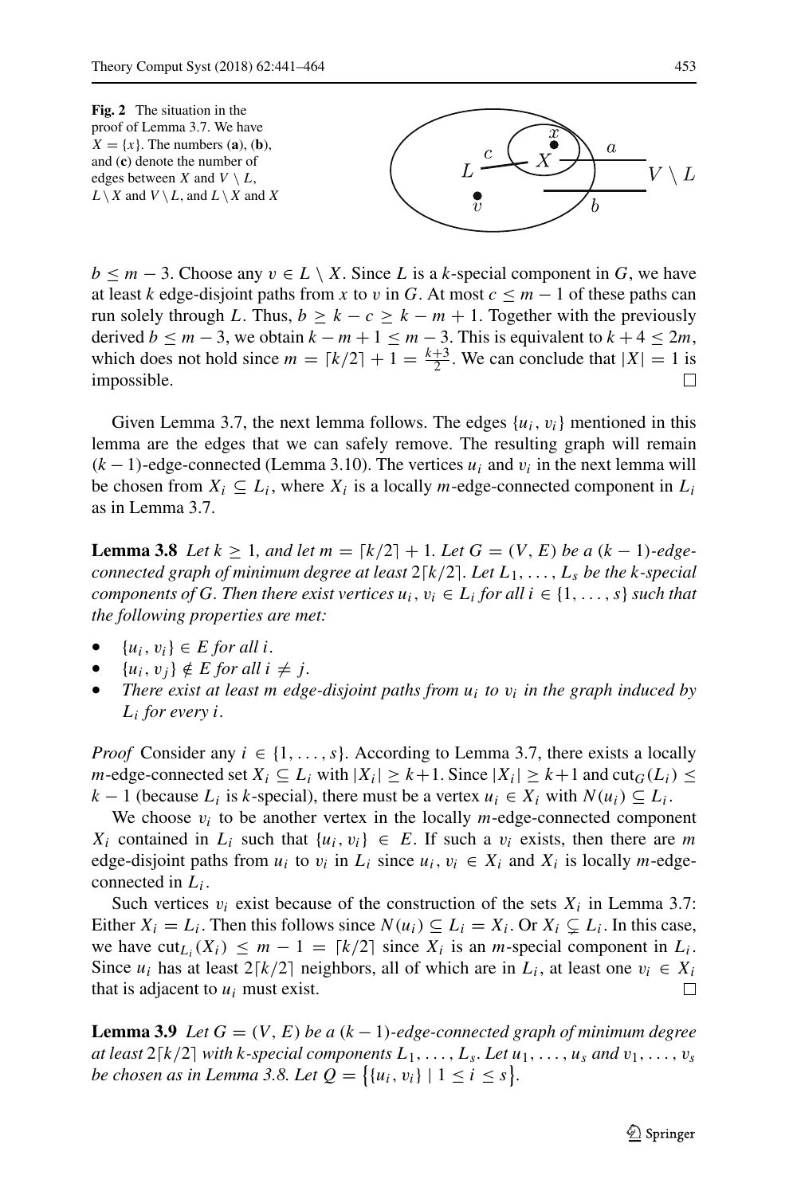**Fig. 2** The situation in the proof of Lemma 3.7. We have $X = \{x\}$. The numbers (**a**), (**b**), and (**c**) denote the number of edges between $X$ and $V \setminus L$, $L \setminus X$ and $V \setminus L$, and $L \setminus X$ and $X$

$b \leq m - 3$. Choose any $v \in L \setminus X$. Since $L$ is a $k$-special component in $G$, we have at least $k$ edge-disjoint paths from $x$ to $v$ in $G$. At most $c \leq m - 1$ of these paths can run solely through $L$. Thus, $b \geq k - c \geq k - m + 1$. Together with the previously derived $b \leq m - 3$, we obtain $k - m + 1 \leq m - 3$. This is equivalent to $k + 4 \leq 2m$, which does not hold since $m = \lceil k/2 \rceil + 1 = \frac{k+3}{2}$. We can conclude that $|X| = 1$ is impossible. □

Given Lemma 3.7, the next lemma follows. The edges $\{u_i, v_i\}$ mentioned in this lemma are the edges that we can safely remove. The resulting graph will remain $(k-1)$-edge-connected (Lemma 3.10). The vertices $u_i$ and $v_i$ in the next lemma will be chosen from $X_i \subseteq L_i$, where $X_i$ is a locally $m$-edge-connected component in $L_i$ as in Lemma 3.7.

**Lemma 3.8** *Let $k \geq 1$, and let $m = \lceil k/2 \rceil + 1$. Let $G = (V, E)$ be a $(k-1)$-edge-connected graph of minimum degree at least $2\lceil k/2 \rceil$. Let $L_1, \ldots, L_s$ be the $k$-special components of $G$. Then there exist vertices $u_i, v_i \in L_i$ for all $i \in \{1, \ldots, s\}$ such that the following properties are met:*

- *$\{u_i, v_i\} \in E$ for all $i$.*
- *$\{u_i, v_j\} \notin E$ for all $i \neq j$.*
- *There exist at least $m$ edge-disjoint paths from $u_i$ to $v_i$ in the graph induced by $L_i$ for every $i$.*

*Proof* Consider any $i \in \{1, \ldots, s\}$. According to Lemma 3.7, there exists a locally $m$-edge-connected set $X_i \subseteq L_i$ with $|X_i| \geq k+1$. Since $|X_i| \geq k+1$ and $\text{cut}_G(L_i) \leq k - 1$ (because $L_i$ is $k$-special), there must be a vertex $u_i \in X_i$ with $N(u_i) \subseteq L_i$.

We choose $v_i$ to be another vertex in the locally $m$-edge-connected component $X_i$ contained in $L_i$ such that $\{u_i, v_i\} \in E$. If such a $v_i$ exists, then there are $m$ edge-disjoint paths from $u_i$ to $v_i$ in $L_i$ since $u_i, v_i \in X_i$ and $X_i$ is locally $m$-edge-connected in $L_i$.

Such vertices $v_i$ exist because of the construction of the sets $X_i$ in Lemma 3.7: Either $X_i = L_i$. Then this follows since $N(u_i) \subseteq L_i = X_i$. Or $X_i \subsetneq L_i$. In this case, we have $\text{cut}_{L_i}(X_i) \leq m - 1 = \lceil k/2 \rceil$ since $X_i$ is an $m$-special component in $L_i$. Since $u_i$ has at least $2\lceil k/2 \rceil$ neighbors, all of which are in $L_i$, at least one $v_i \in X_i$ that is adjacent to $u_i$ must exist. □

**Lemma 3.9** *Let $G = (V, E)$ be a $(k-1)$-edge-connected graph of minimum degree at least $2\lceil k/2 \rceil$ with $k$-special components $L_1, \ldots, L_s$. Let $u_1, \ldots, u_s$ and $v_1, \ldots, v_s$ be chosen as in Lemma 3.8. Let $Q = \{\{u_i, v_i\} \mid 1 \leq i \leq s\}$.*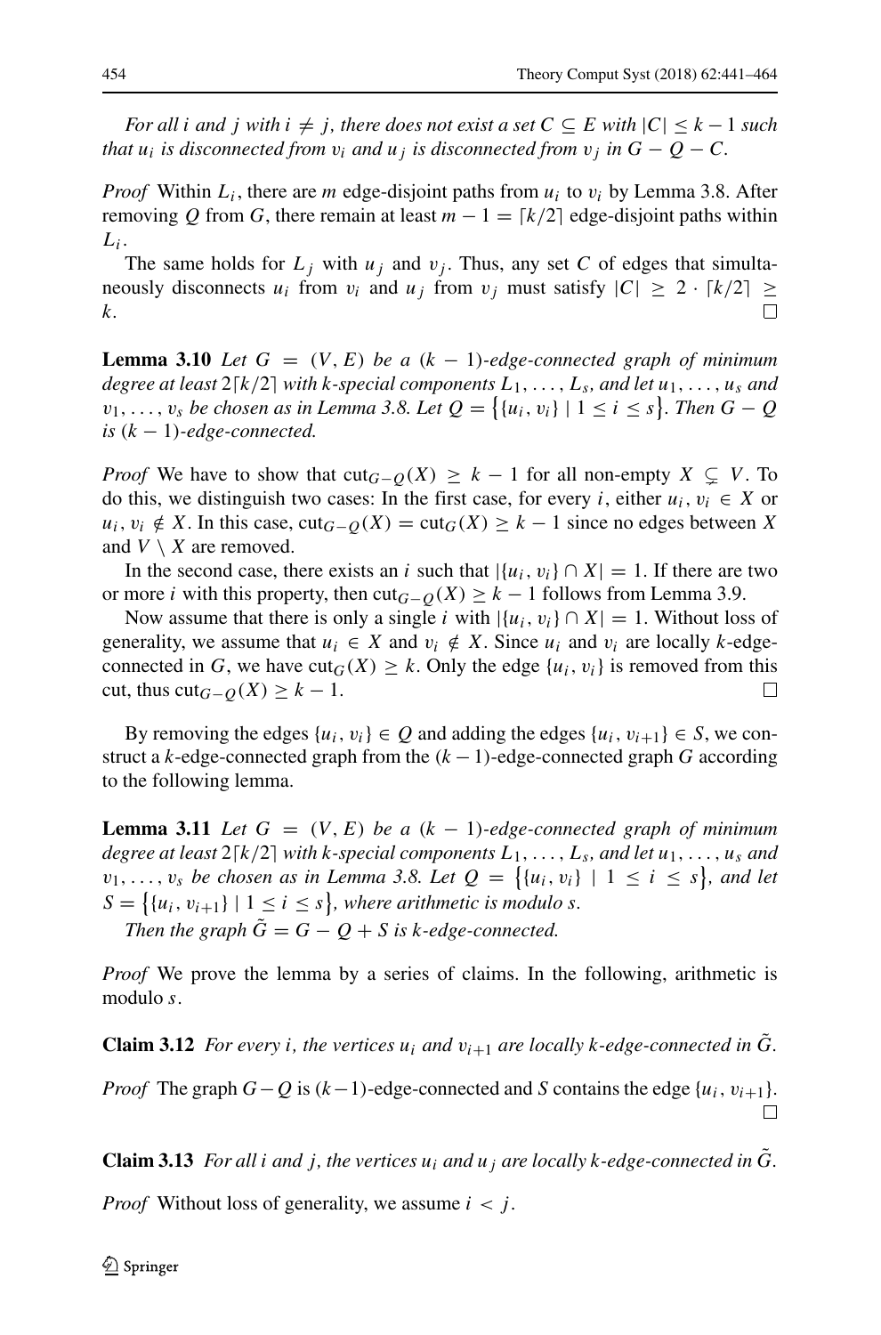*For all $i$ and $j$ with $i \neq j$, there does not exist a set $C \subseteq E$ with $|C| \leq k-1$ such that $u_i$ is disconnected from $v_i$ and $u_j$ is disconnected from $v_j$ in $G - Q - C$.*

*Proof* Within $L_i$, there are $m$ edge-disjoint paths from $u_i$ to $v_i$ by Lemma 3.8. After removing $Q$ from $G$, there remain at least $m - 1 = \lceil k/2 \rceil$ edge-disjoint paths within $L_i$.

The same holds for $L_j$ with $u_j$ and $v_j$. Thus, any set $C$ of edges that simultaneously disconnects $u_i$ from $v_i$ and $u_j$ from $v_j$ must satisfy $|C| \geq 2 \cdot \lceil k/2 \rceil \geq k$. □

**Lemma 3.10** *Let $G = (V, E)$ be a $(k-1)$-edge-connected graph of minimum degree at least $2\lceil k/2 \rceil$ with $k$-special components $L_1, \ldots, L_s$, and let $u_1, \ldots, u_s$ and $v_1, \ldots, v_s$ be chosen as in Lemma 3.8. Let $Q = \{\{u_i, v_i\} \mid 1 \leq i \leq s\}$. Then $G - Q$ is $(k-1)$-edge-connected.*

*Proof* We have to show that $\text{cut}_{G-Q}(X) \geq k - 1$ for all non-empty $X \subsetneq V$. To do this, we distinguish two cases: In the first case, for every $i$, either $u_i, v_i \in X$ or $u_i, v_i \notin X$. In this case, $\text{cut}_{G-Q}(X) = \text{cut}_G(X) \geq k - 1$ since no edges between $X$ and $V \setminus X$ are removed.

In the second case, there exists an $i$ such that $|\{u_i, v_i\} \cap X| = 1$. If there are two or more $i$ with this property, then $\text{cut}_{G-Q}(X) \geq k - 1$ follows from Lemma 3.9.

Now assume that there is only a single $i$ with $|\{u_i, v_i\} \cap X| = 1$. Without loss of generality, we assume that $u_i \in X$ and $v_i \notin X$. Since $u_i$ and $v_i$ are locally $k$-edge-connected in $G$, we have $\text{cut}_G(X) \geq k$. Only the edge $\{u_i, v_i\}$ is removed from this cut, thus $\text{cut}_{G-Q}(X) \geq k - 1$. □

By removing the edges $\{u_i, v_i\} \in Q$ and adding the edges $\{u_i, v_{i+1}\} \in S$, we construct a $k$-edge-connected graph from the $(k-1)$-edge-connected graph $G$ according to the following lemma.

**Lemma 3.11** *Let $G = (V, E)$ be a $(k-1)$-edge-connected graph of minimum degree at least $2\lceil k/2 \rceil$ with $k$-special components $L_1, \ldots, L_s$, and let $u_1, \ldots, u_s$ and $v_1, \ldots, v_s$ be chosen as in Lemma 3.8. Let $Q = \{\{u_i, v_i\} \mid 1 \leq i \leq s\}$, and let $S = \{\{u_i, v_{i+1}\} \mid 1 \leq i \leq s\}$, where arithmetic is modulo $s$.*

*Then the graph $\tilde{G} = G - Q + S$ is $k$-edge-connected.*

*Proof* We prove the lemma by a series of claims. In the following, arithmetic is modulo $s$.

**Claim 3.12** *For every $i$, the vertices $u_i$ and $v_{i+1}$ are locally $k$-edge-connected in $\tilde{G}$.*

*Proof* The graph $G - Q$ is $(k-1)$-edge-connected and $S$ contains the edge $\{u_i, v_{i+1}\}$. □

**Claim 3.13** *For all $i$ and $j$, the vertices $u_i$ and $u_j$ are locally $k$-edge-connected in $\tilde{G}$.*

*Proof* Without loss of generality, we assume $i < j$.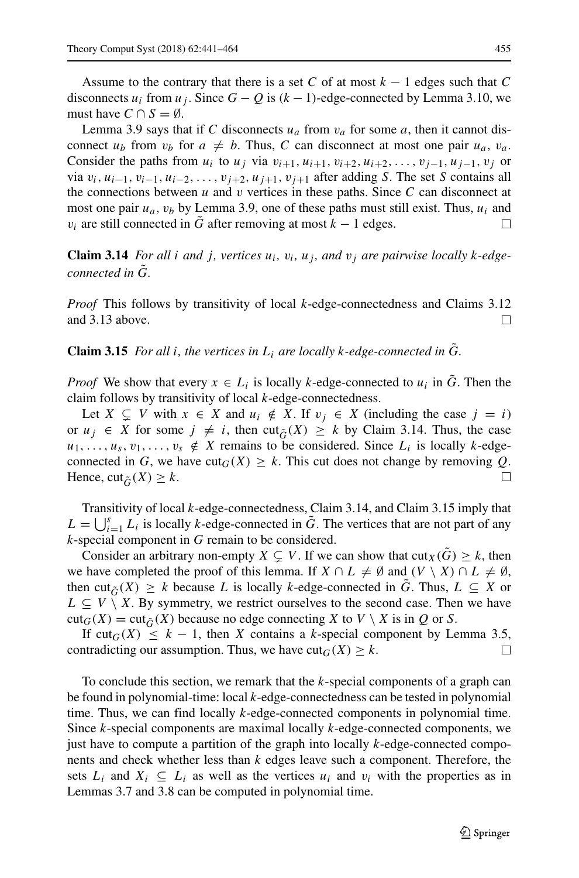Assume to the contrary that there is a set $C$ of at most $k-1$ edges such that $C$ disconnects $u_i$ from $u_j$. Since $G - Q$ is $(k-1)$-edge-connected by Lemma 3.10, we must have $C \cap S = \emptyset$.

Lemma 3.9 says that if $C$ disconnects $u_a$ from $v_a$ for some $a$, then it cannot disconnect $u_b$ from $v_b$ for $a \neq b$. Thus, $C$ can disconnect at most one pair $u_a$, $v_a$. Consider the paths from $u_i$ to $u_j$ via $v_{i+1}, u_{i+1}, v_{i+2}, u_{i+2}, \ldots, v_{j-1}, u_{j-1}, v_j$ or via $v_i, u_{i-1}, v_{i-1}, u_{i-2}, \ldots, v_{j+2}, u_{j+1}, v_{j+1}$ after adding $S$. The set $S$ contains all the connections between $u$ and $v$ vertices in these paths. Since $C$ can disconnect at most one pair $u_a$, $v_b$ by Lemma 3.9, one of these paths must still exist. Thus, $u_i$ and $v_i$ are still connected in $\tilde{G}$ after removing at most $k-1$ edges. □

**Claim 3.14** *For all $i$ and $j$, vertices $u_i$, $v_i$, $u_j$, and $v_j$ are pairwise locally $k$-edge-connected in $\tilde{G}$.*

*Proof* This follows by transitivity of local $k$-edge-connectedness and Claims 3.12 and 3.13 above. □

**Claim 3.15** *For all $i$, the vertices in $L_i$ are locally $k$-edge-connected in $\tilde{G}$.*

*Proof* We show that every $x \in L_i$ is locally $k$-edge-connected to $u_i$ in $\tilde{G}$. Then the claim follows by transitivity of local $k$-edge-connectedness.

Let $X \subsetneq V$ with $x \in X$ and $u_i \notin X$. If $v_j \in X$ (including the case $j = i$) or $u_j \in X$ for some $j \neq i$, then $\text{cut}_{\tilde{G}}(X) \geq k$ by Claim 3.14. Thus, the case $u_1, \ldots, u_s, v_1, \ldots, v_s \notin X$ remains to be considered. Since $L_i$ is locally $k$-edge-connected in $G$, we have $\text{cut}_G(X) \geq k$. This cut does not change by removing $Q$. Hence, $\text{cut}_{\tilde{G}}(X) \geq k$. □

Transitivity of local $k$-edge-connectedness, Claim 3.14, and Claim 3.15 imply that $L = \bigcup_{i=1}^{s} L_i$ is locally $k$-edge-connected in $\tilde{G}$. The vertices that are not part of any $k$-special component in $G$ remain to be considered.

Consider an arbitrary non-empty $X \subsetneq V$. If we can show that $\text{cut}_X(\tilde{G}) \geq k$, then we have completed the proof of this lemma. If $X \cap L \neq \emptyset$ and $(V \setminus X) \cap L \neq \emptyset$, then $\text{cut}_{\tilde{G}}(X) \geq k$ because $L$ is locally $k$-edge-connected in $\tilde{G}$. Thus, $L \subseteq X$ or $L \subseteq V \setminus X$. By symmetry, we restrict ourselves to the second case. Then we have $\text{cut}_G(X) = \text{cut}_{\tilde{G}}(X)$ because no edge connecting $X$ to $V \setminus X$ is in $Q$ or $S$.

If $\text{cut}_G(X) \leq k-1$, then $X$ contains a $k$-special component by Lemma 3.5, contradicting our assumption. Thus, we have $\text{cut}_G(X) \geq k$. □

To conclude this section, we remark that the $k$-special components of a graph can be found in polynomial-time: local $k$-edge-connectedness can be tested in polynomial time. Thus, we can find locally $k$-edge-connected components in polynomial time. Since $k$-special components are maximal locally $k$-edge-connected components, we just have to compute a partition of the graph into locally $k$-edge-connected components and check whether less than $k$ edges leave such a component. Therefore, the sets $L_i$ and $X_i \subseteq L_i$ as well as the vertices $u_i$ and $v_i$ with the properties as in Lemmas 3.7 and 3.8 can be computed in polynomial time.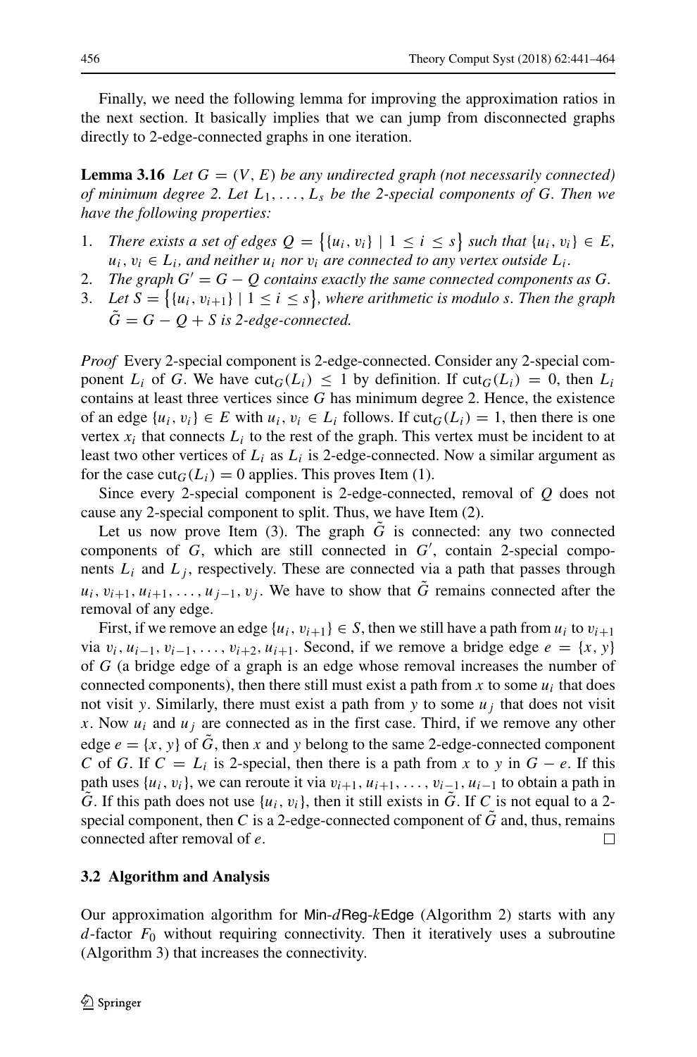Finally, we need the following lemma for improving the approximation ratios in the next section. It basically implies that we can jump from disconnected graphs directly to 2-edge-connected graphs in one iteration.

**Lemma 3.16** *Let $G = (V, E)$ be any undirected graph (not necessarily connected) of minimum degree 2. Let $L_1, \ldots, L_s$ be the 2-special components of $G$. Then we have the following properties:*

1. *There exists a set of edges $Q = \{\{u_i, v_i\} \mid 1 \leq i \leq s\}$ such that $\{u_i, v_i\} \in E$, $u_i, v_i \in L_i$, and neither $u_i$ nor $v_i$ are connected to any vertex outside $L_i$.*
2. *The graph $G' = G - Q$ contains exactly the same connected components as $G$.*
3. *Let $S = \{\{u_i, v_{i+1}\} \mid 1 \leq i \leq s\}$, where arithmetic is modulo $s$. Then the graph $\tilde{G} = G - Q + S$ is 2-edge-connected.*

*Proof* Every 2-special component is 2-edge-connected. Consider any 2-special component $L_i$ of $G$. We have $\text{cut}_G(L_i) \leq 1$ by definition. If $\text{cut}_G(L_i) = 0$, then $L_i$ contains at least three vertices since $G$ has minimum degree 2. Hence, the existence of an edge $\{u_i, v_i\} \in E$ with $u_i, v_i \in L_i$ follows. If $\text{cut}_G(L_i) = 1$, then there is one vertex $x_i$ that connects $L_i$ to the rest of the graph. This vertex must be incident to at least two other vertices of $L_i$ as $L_i$ is 2-edge-connected. Now a similar argument as for the case $\text{cut}_G(L_i) = 0$ applies. This proves Item (1).

Since every 2-special component is 2-edge-connected, removal of $Q$ does not cause any 2-special component to split. Thus, we have Item (2).

Let us now prove Item (3). The graph $\tilde{G}$ is connected: any two connected components of $G$, which are still connected in $G'$, contain 2-special components $L_i$ and $L_j$, respectively. These are connected via a path that passes through $u_i, v_{i+1}, u_{i+1}, \ldots, u_{j-1}, v_j$. We have to show that $\tilde{G}$ remains connected after the removal of any edge.

First, if we remove an edge $\{u_i, v_{i+1}\} \in S$, then we still have a path from $u_i$ to $v_{i+1}$ via $v_i, u_{i-1}, v_{i-1}, \ldots, v_{i+2}, u_{i+1}$. Second, if we remove a bridge edge $e = \{x, y\}$ of $G$ (a bridge edge of a graph is an edge whose removal increases the number of connected components), then there still must exist a path from $x$ to some $u_i$ that does not visit $y$. Similarly, there must exist a path from $y$ to some $u_j$ that does not visit $x$. Now $u_i$ and $u_j$ are connected as in the first case. Third, if we remove any other edge $e = \{x, y\}$ of $\tilde{G}$, then $x$ and $y$ belong to the same 2-edge-connected component $C$ of $G$. If $C = L_i$ is 2-special, then there is a path from $x$ to $y$ in $G - e$. If this path uses $\{u_i, v_i\}$, we can reroute it via $v_{i+1}, u_{i+1}, \ldots, v_{i-1}, u_{i-1}$ to obtain a path in $\tilde{G}$. If this path does not use $\{u_i, v_i\}$, then it still exists in $\tilde{G}$. If $C$ is not equal to a 2-special component, then $C$ is a 2-edge-connected component of $\tilde{G}$ and, thus, remains connected after removal of $e$. □

### 3.2 Algorithm and Analysis

Our approximation algorithm for Min-$d$Reg-$k$Edge (Algorithm 2) starts with any $d$-factor $F_0$ without requiring connectivity. Then it iteratively uses a subroutine (Algorithm 3) that increases the connectivity.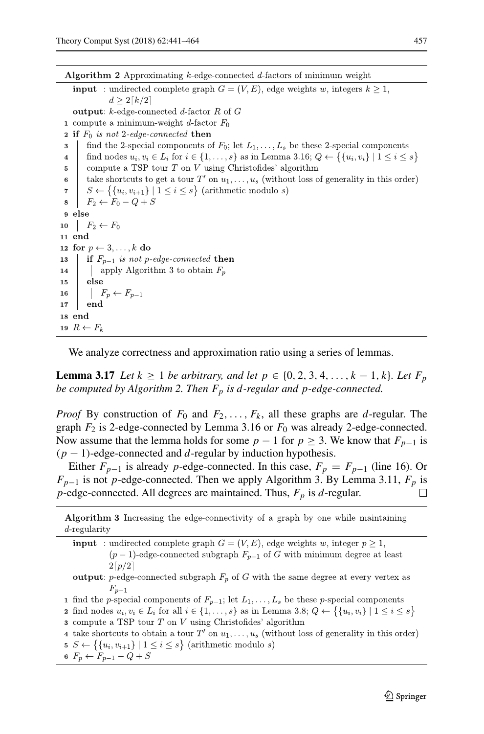**Algorithm 2** Approximating $k$-edge-connected $d$-factors of minimum weight

```
input : undirected complete graph G = (V, E), edge weights w, integers k ≥ 1,
        d ≥ 2⌈k/2⌉
output: k-edge-connected d-factor R of G
1  compute a minimum-weight d-factor F_0
2  if F_0 is not 2-edge-connected then
3  |  find the 2-special components of F_0; let L_1, ..., L_s be these 2-special components
4  |  find nodes u_i, v_i ∈ L_i for i ∈ {1, ..., s} as in Lemma 3.16; Q ← {{u_i, v_i} | 1 ≤ i ≤ s}
5  |  compute a TSP tour T on V using Christofides' algorithm
6  |  take shortcuts to get a tour T' on u_1, ..., u_s (without loss of generality in this order)
7  |  S ← {{u_i, v_{i+1}} | 1 ≤ i ≤ s} (arithmetic modulo s)
8  |  F_2 ← F_0 − Q + S
9  else
10 |  F_2 ← F_0
11 end
12 for p ← 3, ..., k do
13 |  if F_{p−1} is not p-edge-connected then
14 |  |  apply Algorithm 3 to obtain F_p
15 |  else
16 |  |  F_p ← F_{p−1}
17 |  end
18 end
19 R ← F_k
```

We analyze correctness and approximation ratio using a series of lemmas.

**Lemma 3.17** *Let $k \geq 1$ be arbitrary, and let $p \in \{0, 2, 3, 4, \ldots, k-1, k\}$. Let $F_p$ be computed by Algorithm 2. Then $F_p$ is $d$-regular and $p$-edge-connected.*

*Proof* By construction of $F_0$ and $F_2, \ldots, F_k$, all these graphs are $d$-regular. The graph $F_2$ is 2-edge-connected by Lemma 3.16 or $F_0$ was already 2-edge-connected. Now assume that the lemma holds for some $p-1$ for $p \geq 3$. We know that $F_{p-1}$ is $(p-1)$-edge-connected and $d$-regular by induction hypothesis.

Either $F_{p-1}$ is already $p$-edge-connected. In this case, $F_p = F_{p-1}$ (line 16). Or $F_{p-1}$ is not $p$-edge-connected. Then we apply Algorithm 3. By Lemma 3.11, $F_p$ is $p$-edge-connected. All degrees are maintained. Thus, $F_p$ is $d$-regular. □

**Algorithm 3** Increasing the edge-connectivity of a graph by one while maintaining $d$-regularity

```
input : undirected complete graph G = (V, E), edge weights w, integer p ≥ 1,
        (p − 1)-edge-connected subgraph F_{p−1} of G with minimum degree at least
        2⌈p/2⌉
output: p-edge-connected subgraph F_p of G with the same degree at every vertex as
        F_{p−1}
1  find the p-special components of F_{p−1}; let L_1, ..., L_s be these p-special components
2  find nodes u_i, v_i ∈ L_i for all i ∈ {1, ..., s} as in Lemma 3.8; Q ← {{u_i, v_i} | 1 ≤ i ≤ s}
3  compute a TSP tour T on V using Christofides' algorithm
4  take shortcuts to obtain a tour T' on u_1, ..., u_s (without loss of generality in this order)
5  S ← {{u_i, v_{i+1}} | 1 ≤ i ≤ s} (arithmetic modulo s)
6  F_p ← F_{p−1} − Q + S
```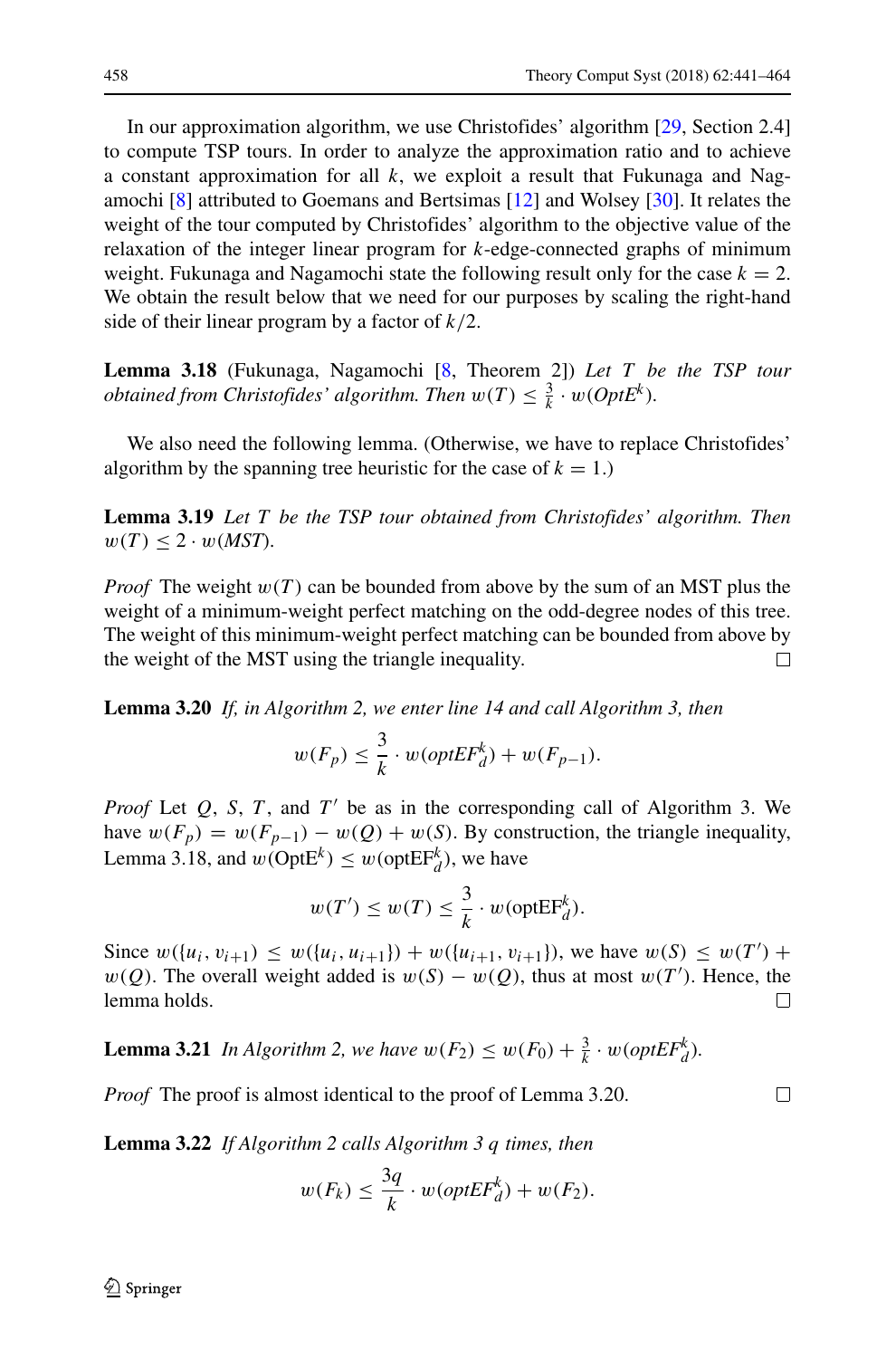In our approximation algorithm, we use Christofides' algorithm [29, Section 2.4] to compute TSP tours. In order to analyze the approximation ratio and to achieve a constant approximation for all $k$, we exploit a result that Fukunaga and Nagamochi [8] attributed to Goemans and Bertsimas [12] and Wolsey [30]. It relates the weight of the tour computed by Christofides' algorithm to the objective value of the relaxation of the integer linear program for $k$-edge-connected graphs of minimum weight. Fukunaga and Nagamochi state the following result only for the case $k = 2$. We obtain the result below that we need for our purposes by scaling the right-hand side of their linear program by a factor of $k/2$.

**Lemma 3.18** (Fukunaga, Nagamochi [8, Theorem 2]) *Let $T$ be the TSP tour obtained from Christofides' algorithm. Then $w(T) \leq \frac{3}{k} \cdot w(\mathit{OptE}^k)$.*

We also need the following lemma. (Otherwise, we have to replace Christofides' algorithm by the spanning tree heuristic for the case of $k = 1$.)

**Lemma 3.19** *Let $T$ be the TSP tour obtained from Christofides' algorithm. Then $w(T) \leq 2 \cdot w(\mathit{MST})$.*

*Proof* The weight $w(T)$ can be bounded from above by the sum of an MST plus the weight of a minimum-weight perfect matching on the odd-degree nodes of this tree. The weight of this minimum-weight perfect matching can be bounded from above by the weight of the MST using the triangle inequality. □

**Lemma 3.20** *If, in Algorithm 2, we enter line 14 and call Algorithm 3, then*

$$w(F_p) \leq \frac{3}{k} \cdot w(\mathit{optEF}_d^k) + w(F_{p-1}).$$

*Proof* Let $Q$, $S$, $T$, and $T'$ be as in the corresponding call of Algorithm 3. We have $w(F_p) = w(F_{p-1}) - w(Q) + w(S)$. By construction, the triangle inequality, Lemma 3.18, and $w(\mathrm{OptE}^k) \leq w(\mathrm{optEF}_d^k)$, we have

$$w(T') \leq w(T) \leq \frac{3}{k} \cdot w(\mathrm{optEF}_d^k).$$

Since $w(\{u_i, v_{i+1}\}) \leq w(\{u_i, u_{i+1}\}) + w(\{u_{i+1}, v_{i+1}\})$, we have $w(S) \leq w(T') + w(Q)$. The overall weight added is $w(S) - w(Q)$, thus at most $w(T')$. Hence, the lemma holds. □

**Lemma 3.21** *In Algorithm 2, we have $w(F_2) \leq w(F_0) + \frac{3}{k} \cdot w(\mathit{optEF}_d^k)$.*

*Proof* The proof is almost identical to the proof of Lemma 3.20. □

**Lemma 3.22** *If Algorithm 2 calls Algorithm 3 $q$ times, then*

$$w(F_k) \leq \frac{3q}{k} \cdot w(\mathit{optEF}_d^k) + w(F_2).$$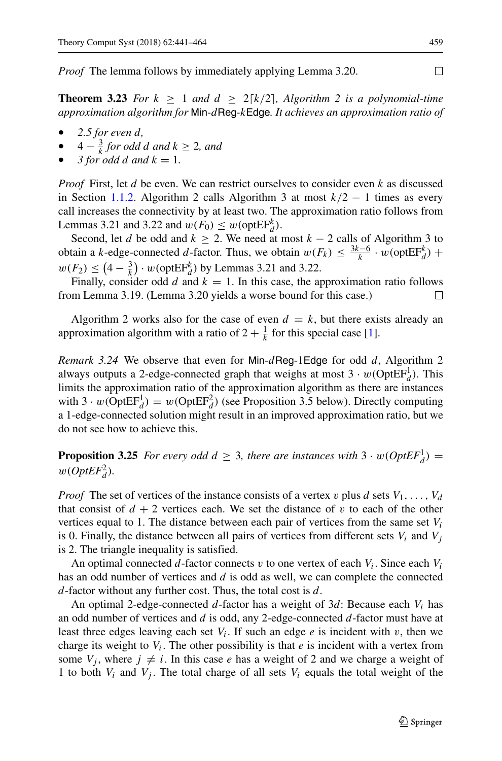*Proof* The lemma follows by immediately applying Lemma 3.20. □

**Theorem 3.23** *For $k \geq 1$ and $d \geq 2\lceil k/2 \rceil$, Algorithm 2 is a polynomial-time approximation algorithm for* Min-$d$Reg-$k$Edge. *It achieves an approximation ratio of*

- *2.5 for even $d$,*
- $4 - \frac{3}{k}$ *for odd $d$ and $k \geq 2$, and*
- *3 for odd $d$ and $k = 1$.*

*Proof* First, let $d$ be even. We can restrict ourselves to consider even $k$ as discussed in Section 1.1.2. Algorithm 2 calls Algorithm 3 at most $k/2 - 1$ times as every call increases the connectivity by at least two. The approximation ratio follows from Lemmas 3.21 and 3.22 and $w(F_0) \leq w(\text{optEF}_d^k)$.

Second, let $d$ be odd and $k \geq 2$. We need at most $k - 2$ calls of Algorithm 3 to obtain a $k$-edge-connected $d$-factor. Thus, we obtain $w(F_k) \leq \frac{3k-6}{k} \cdot w(\text{optEF}_d^k) + w(F_2) \leq \left(4 - \frac{3}{k}\right) \cdot w(\text{optEF}_d^k)$ by Lemmas 3.21 and 3.22.

Finally, consider odd $d$ and $k = 1$. In this case, the approximation ratio follows from Lemma 3.19. (Lemma 3.20 yields a worse bound for this case.) □

Algorithm 2 works also for the case of even $d = k$, but there exists already an approximation algorithm with a ratio of $2 + \frac{1}{k}$ for this special case [1].

*Remark 3.24* We observe that even for Min-$d$Reg-1Edge for odd $d$, Algorithm 2 always outputs a 2-edge-connected graph that weighs at most $3 \cdot w(\text{OptEF}_d^1)$. This limits the approximation ratio of the approximation algorithm as there are instances with $3 \cdot w(\text{OptEF}_d^1) = w(\text{OptEF}_d^2)$ (see Proposition 3.5 below). Directly computing a 1-edge-connected solution might result in an improved approximation ratio, but we do not see how to achieve this.

**Proposition 3.25** *For every odd $d \geq 3$, there are instances with $3 \cdot w(OptEF_d^1) = w(OptEF_d^2)$.*

*Proof* The set of vertices of the instance consists of a vertex $v$ plus $d$ sets $V_1, \ldots, V_d$ that consist of $d + 2$ vertices each. We set the distance of $v$ to each of the other vertices equal to 1. The distance between each pair of vertices from the same set $V_i$ is 0. Finally, the distance between all pairs of vertices from different sets $V_i$ and $V_j$ is 2. The triangle inequality is satisfied.

An optimal connected $d$-factor connects $v$ to one vertex of each $V_i$. Since each $V_i$ has an odd number of vertices and $d$ is odd as well, we can complete the connected $d$-factor without any further cost. Thus, the total cost is $d$.

An optimal 2-edge-connected $d$-factor has a weight of $3d$: Because each $V_i$ has an odd number of vertices and $d$ is odd, any 2-edge-connected $d$-factor must have at least three edges leaving each set $V_i$. If such an edge $e$ is incident with $v$, then we charge its weight to $V_i$. The other possibility is that $e$ is incident with a vertex from some $V_j$, where $j \neq i$. In this case $e$ has a weight of 2 and we charge a weight of 1 to both $V_i$ and $V_j$. The total charge of all sets $V_i$ equals the total weight of the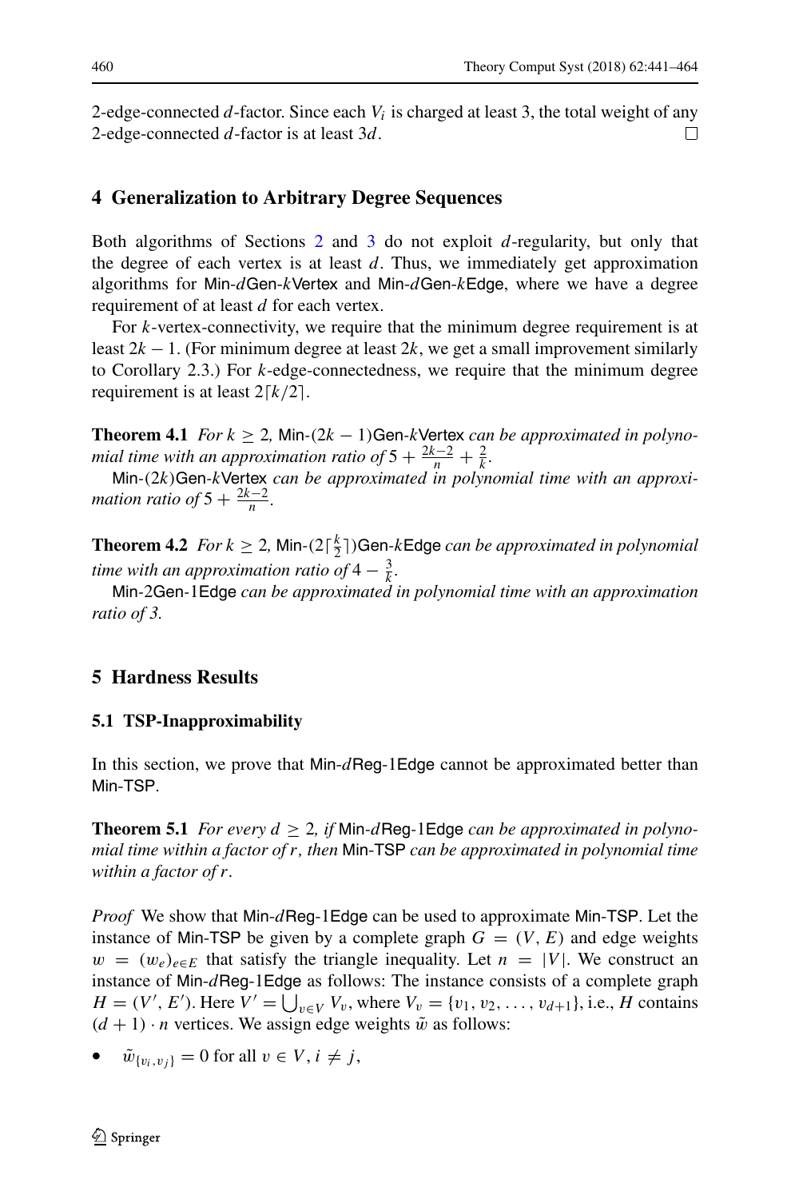2-edge-connected $d$-factor. Since each $V_i$ is charged at least 3, the total weight of any 2-edge-connected $d$-factor is at least $3d$. □

## 4 Generalization to Arbitrary Degree Sequences

Both algorithms of Sections 2 and 3 do not exploit $d$-regularity, but only that the degree of each vertex is at least $d$. Thus, we immediately get approximation algorithms for Min-$d$Gen-$k$Vertex and Min-$d$Gen-$k$Edge, where we have a degree requirement of at least $d$ for each vertex.

For $k$-vertex-connectivity, we require that the minimum degree requirement is at least $2k-1$. (For minimum degree at least $2k$, we get a small improvement similarly to Corollary 2.3.) For $k$-edge-connectedness, we require that the minimum degree requirement is at least $2\lceil k/2 \rceil$.

**Theorem 4.1** *For $k \geq 2$, Min-$(2k-1)$Gen-$k$Vertex can be approximated in polynomial time with an approximation ratio of $5 + \frac{2k-2}{n} + \frac{2}{k}$.*

*Min-$(2k)$Gen-$k$Vertex can be approximated in polynomial time with an approximation ratio of $5 + \frac{2k-2}{n}$.*

**Theorem 4.2** *For $k \geq 2$, Min-$(2\lceil \frac{k}{2} \rceil)$Gen-$k$Edge can be approximated in polynomial time with an approximation ratio of $4 - \frac{3}{k}$.*

*Min-2Gen-1Edge can be approximated in polynomial time with an approximation ratio of 3.*

## 5 Hardness Results

### 5.1 TSP-Inapproximability

In this section, we prove that Min-$d$Reg-1Edge cannot be approximated better than Min-TSP.

**Theorem 5.1** *For every $d \geq 2$, if Min-$d$Reg-1Edge can be approximated in polynomial time within a factor of $r$, then Min-TSP can be approximated in polynomial time within a factor of $r$.*

*Proof* We show that Min-$d$Reg-1Edge can be used to approximate Min-TSP. Let the instance of Min-TSP be given by a complete graph $G = (V, E)$ and edge weights $w = (w_e)_{e \in E}$ that satisfy the triangle inequality. Let $n = |V|$. We construct an instance of Min-$d$Reg-1Edge as follows: The instance consists of a complete graph $H = (V', E')$. Here $V' = \bigcup_{v \in V} V_v$, where $V_v = \{v_1, v_2, \ldots, v_{d+1}\}$, i.e., $H$ contains $(d+1) \cdot n$ vertices. We assign edge weights $\tilde{w}$ as follows:

- $\tilde{w}_{\{v_i, v_j\}} = 0$ for all $v \in V$, $i \neq j$,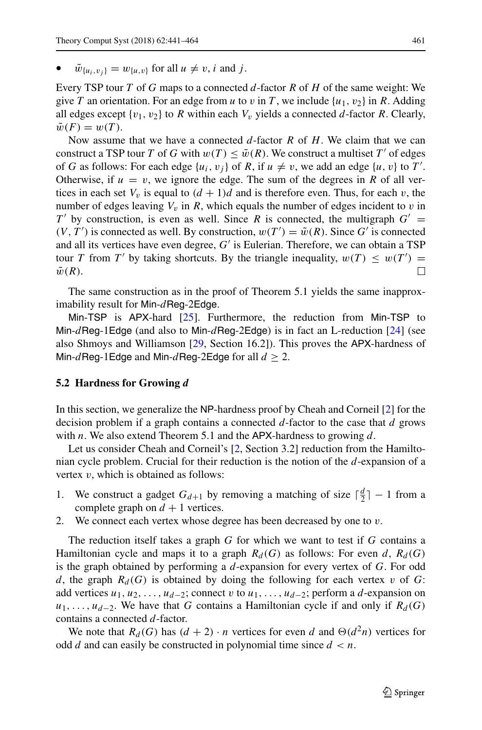- $\tilde{w}_{\{u_i,v_j\}} = w_{\{u,v\}}$ for all $u \neq v$, $i$ and $j$.

Every TSP tour $T$ of $G$ maps to a connected $d$-factor $R$ of $H$ of the same weight: We give $T$ an orientation. For an edge from $u$ to $v$ in $T$, we include $\{u_1, v_2\}$ in $R$. Adding all edges except $\{v_1, v_2\}$ to $R$ within each $V_v$ yields a connected $d$-factor $R$. Clearly, $\tilde{w}(F) = w(T)$.

Now assume that we have a connected $d$-factor $R$ of $H$. We claim that we can construct a TSP tour $T$ of $G$ with $w(T) \leq \tilde{w}(R)$. We construct a multiset $T'$ of edges of $G$ as follows: For each edge $\{u_i, v_j\}$ of $R$, if $u \neq v$, we add an edge $\{u, v\}$ to $T'$. Otherwise, if $u = v$, we ignore the edge. The sum of the degrees in $R$ of all vertices in each set $V_v$ is equal to $(d+1)d$ and is therefore even. Thus, for each $v$, the number of edges leaving $V_v$ in $R$, which equals the number of edges incident to $v$ in $T'$ by construction, is even as well. Since $R$ is connected, the multigraph $G' = (V, T')$ is connected as well. By construction, $w(T') = \tilde{w}(R)$. Since $G'$ is connected and all its vertices have even degree, $G'$ is Eulerian. Therefore, we can obtain a TSP tour $T$ from $T'$ by taking shortcuts. By the triangle inequality, $w(T) \leq w(T') = \tilde{w}(R)$. $\square$

The same construction as in the proof of Theorem 5.1 yields the same inapproximability result for Min-$d$Reg-2Edge.

Min-TSP is APX-hard [25]. Furthermore, the reduction from Min-TSP to Min-$d$Reg-1Edge (and also to Min-$d$Reg-2Edge) is in fact an L-reduction [24] (see also Shmoys and Williamson [29, Section 16.2]). This proves the APX-hardness of Min-$d$Reg-1Edge and Min-$d$Reg-2Edge for all $d \geq 2$.

### 5.2 Hardness for Growing *d*

In this section, we generalize the NP-hardness proof by Cheah and Corneil [2] for the decision problem if a graph contains a connected $d$-factor to the case that $d$ grows with $n$. We also extend Theorem 5.1 and the APX-hardness to growing $d$.

Let us consider Cheah and Corneil's [2, Section 3.2] reduction from the Hamiltonian cycle problem. Crucial for their reduction is the notion of the $d$-expansion of a vertex $v$, which is obtained as follows:

1. We construct a gadget $G_{d+1}$ by removing a matching of size $\lceil \frac{d}{2} \rceil - 1$ from a complete graph on $d+1$ vertices.
2. We connect each vertex whose degree has been decreased by one to $v$.

The reduction itself takes a graph $G$ for which we want to test if $G$ contains a Hamiltonian cycle and maps it to a graph $R_d(G)$ as follows: For even $d$, $R_d(G)$ is the graph obtained by performing a $d$-expansion for every vertex of $G$. For odd $d$, the graph $R_d(G)$ is obtained by doing the following for each vertex $v$ of $G$: add vertices $u_1, u_2, \ldots, u_{d-2}$; connect $v$ to $u_1, \ldots, u_{d-2}$; perform a $d$-expansion on $u_1, \ldots, u_{d-2}$. We have that $G$ contains a Hamiltonian cycle if and only if $R_d(G)$ contains a connected $d$-factor.

We note that $R_d(G)$ has $(d+2) \cdot n$ vertices for even $d$ and $\Theta(d^2 n)$ vertices for odd $d$ and can easily be constructed in polynomial time since $d < n$.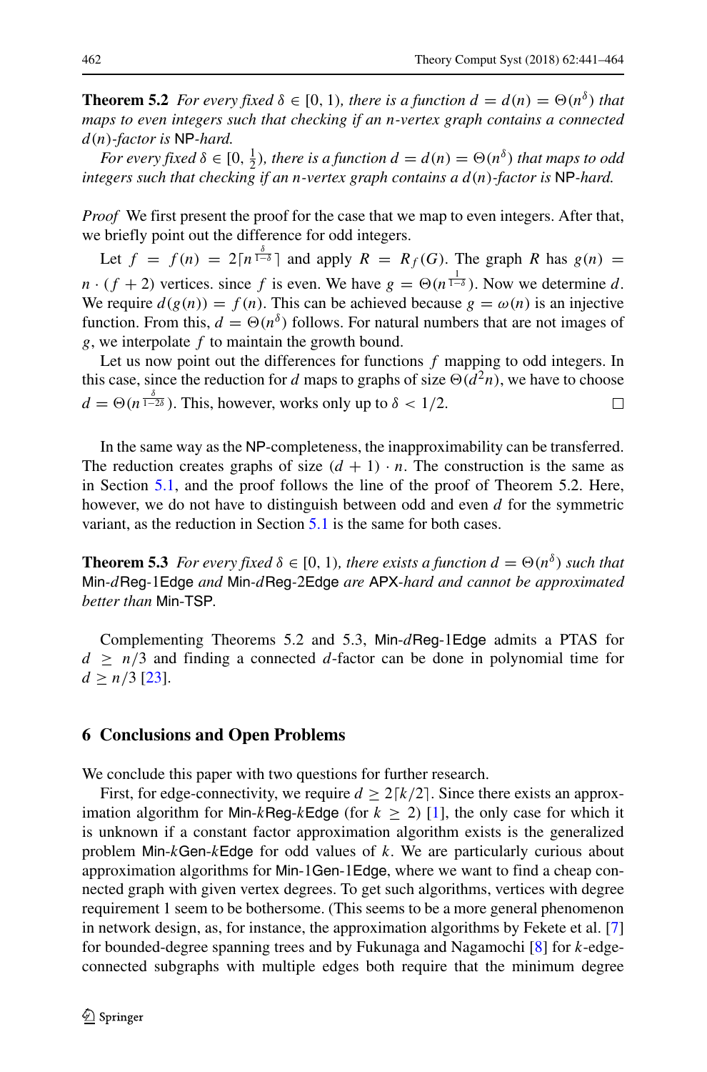**Theorem 5.2** *For every fixed $\delta \in [0, 1)$, there is a function $d = d(n) = \Theta(n^{\delta})$ that maps to even integers such that checking if an $n$-vertex graph contains a connected $d(n)$-factor is* NP*-hard.*

*For every fixed $\delta \in [0, \frac{1}{2})$, there is a function $d = d(n) = \Theta(n^{\delta})$ that maps to odd integers such that checking if an $n$-vertex graph contains a $d(n)$-factor is* NP*-hard.*

*Proof* We first present the proof for the case that we map to even integers. After that, we briefly point out the difference for odd integers.

Let $f = f(n) = 2\lceil n^{\frac{\delta}{1-\delta}} \rceil$ and apply $R = R_f(G)$. The graph $R$ has $g(n) = n \cdot (f + 2)$ vertices. since $f$ is even. We have $g = \Theta(n^{\frac{1}{1-\delta}})$. Now we determine $d$. We require $d(g(n)) = f(n)$. This can be achieved because $g = \omega(n)$ is an injective function. From this, $d = \Theta(n^{\delta})$ follows. For natural numbers that are not images of $g$, we interpolate $f$ to maintain the growth bound.

Let us now point out the differences for functions $f$ mapping to odd integers. In this case, since the reduction for $d$ maps to graphs of size $\Theta(d^2 n)$, we have to choose $d = \Theta(n^{\frac{\delta}{1-2\delta}})$. This, however, works only up to $\delta < 1/2$. □

In the same way as the NP-completeness, the inapproximability can be transferred. The reduction creates graphs of size $(d + 1) \cdot n$. The construction is the same as in Section 5.1, and the proof follows the line of the proof of Theorem 5.2. Here, however, we do not have to distinguish between odd and even $d$ for the symmetric variant, as the reduction in Section 5.1 is the same for both cases.

**Theorem 5.3** *For every fixed $\delta \in [0, 1)$, there exists a function $d = \Theta(n^{\delta})$ such that* Min-$d$Reg-1Edge *and* Min-$d$Reg-2Edge *are* APX*-hard and cannot be approximated better than* Min-TSP*.*

Complementing Theorems 5.2 and 5.3, Min-$d$Reg-1Edge admits a PTAS for $d \geq n/3$ and finding a connected $d$-factor can be done in polynomial time for $d \geq n/3$ [23].

## 6 Conclusions and Open Problems

We conclude this paper with two questions for further research.

First, for edge-connectivity, we require $d \geq 2\lceil k/2 \rceil$. Since there exists an approximation algorithm for Min-$k$Reg-$k$Edge (for $k \geq 2$) [1], the only case for which it is unknown if a constant factor approximation algorithm exists is the generalized problem Min-$k$Gen-$k$Edge for odd values of $k$. We are particularly curious about approximation algorithms for Min-1Gen-1Edge, where we want to find a cheap connected graph with given vertex degrees. To get such algorithms, vertices with degree requirement 1 seem to be bothersome. (This seems to be a more general phenomenon in network design, as, for instance, the approximation algorithms by Fekete et al. [7] for bounded-degree spanning trees and by Fukunaga and Nagamochi [8] for $k$-edge-connected subgraphs with multiple edges both require that the minimum degree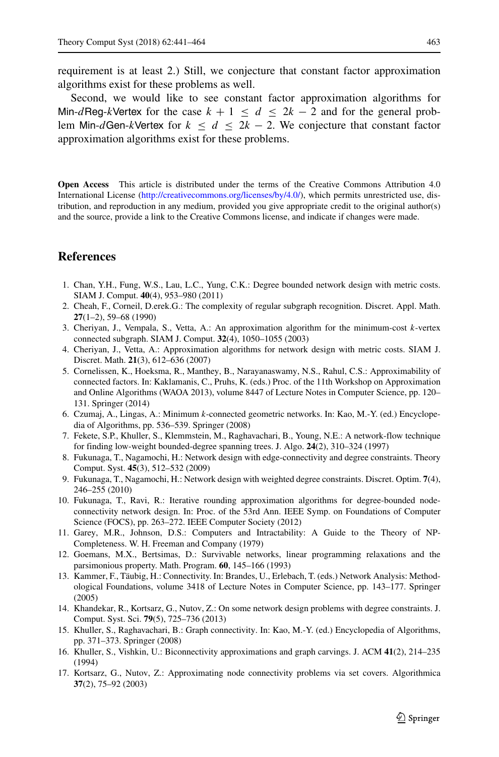requirement is at least 2.) Still, we conjecture that constant factor approximation algorithms exist for these problems as well.

Second, we would like to see constant factor approximation algorithms for Min-$d$Reg-$k$Vertex for the case $k + 1 \leq d \leq 2k - 2$ and for the general problem Min-$d$Gen-$k$Vertex for $k \leq d \leq 2k - 2$. We conjecture that constant factor approximation algorithms exist for these problems.

**Open Access** This article is distributed under the terms of the Creative Commons Attribution 4.0 International License (http://creativecommons.org/licenses/by/4.0/), which permits unrestricted use, distribution, and reproduction in any medium, provided you give appropriate credit to the original author(s) and the source, provide a link to the Creative Commons license, and indicate if changes were made.

## References

1. Chan, Y.H., Fung, W.S., Lau, L.C., Yung, C.K.: Degree bounded network design with metric costs. SIAM J. Comput. **40**(4), 953–980 (2011)
2. Cheah, F., Corneil, D.erek.G.: The complexity of regular subgraph recognition. Discret. Appl. Math. **27**(1–2), 59–68 (1990)
3. Cheriyan, J., Vempala, S., Vetta, A.: An approximation algorithm for the minimum-cost $k$-vertex connected subgraph. SIAM J. Comput. **32**(4), 1050–1055 (2003)
4. Cheriyan, J., Vetta, A.: Approximation algorithms for network design with metric costs. SIAM J. Discret. Math. **21**(3), 612–636 (2007)
5. Cornelissen, K., Hoeksma, R., Manthey, B., Narayanaswamy, N.S., Rahul, C.S.: Approximability of connected factors. In: Kaklamanis, C., Pruhs, K. (eds.) Proc. of the 11th Workshop on Approximation and Online Algorithms (WAOA 2013), volume 8447 of Lecture Notes in Computer Science, pp. 120–131. Springer (2014)
6. Czumaj, A., Lingas, A.: Minimum $k$-connected geometric networks. In: Kao, M.-Y. (ed.) Encyclopedia of Algorithms, pp. 536–539. Springer (2008)
7. Fekete, S.P., Khuller, S., Klemmstein, M., Raghavachari, B., Young, N.E.: A network-flow technique for finding low-weight bounded-degree spanning trees. J. Algo. **24**(2), 310–324 (1997)
8. Fukunaga, T., Nagamochi, H.: Network design with edge-connectivity and degree constraints. Theory Comput. Syst. **45**(3), 512–532 (2009)
9. Fukunaga, T., Nagamochi, H.: Network design with weighted degree constraints. Discret. Optim. **7**(4), 246–255 (2010)
10. Fukunaga, T., Ravi, R.: Iterative rounding approximation algorithms for degree-bounded node-connectivity network design. In: Proc. of the 53rd Ann. IEEE Symp. on Foundations of Computer Science (FOCS), pp. 263–272. IEEE Computer Society (2012)
11. Garey, M.R., Johnson, D.S.: Computers and Intractability: A Guide to the Theory of NP-Completeness. W. H. Freeman and Company (1979)
12. Goemans, M.X., Bertsimas, D.: Survivable networks, linear programming relaxations and the parsimonious property. Math. Program. **60**, 145–166 (1993)
13. Kammer, F., Täubig, H.: Connectivity. In: Brandes, U., Erlebach, T. (eds.) Network Analysis: Methodological Foundations, volume 3418 of Lecture Notes in Computer Science, pp. 143–177. Springer (2005)
14. Khandekar, R., Kortsarz, G., Nutov, Z.: On some network design problems with degree constraints. J. Comput. Syst. Sci. **79**(5), 725–736 (2013)
15. Khuller, S., Raghavachari, B.: Graph connectivity. In: Kao, M.-Y. (ed.) Encyclopedia of Algorithms, pp. 371–373. Springer (2008)
16. Khuller, S., Vishkin, U.: Biconnectivity approximations and graph carvings. J. ACM **41**(2), 214–235 (1994)
17. Kortsarz, G., Nutov, Z.: Approximating node connectivity problems via set covers. Algorithmica **37**(2), 75–92 (2003)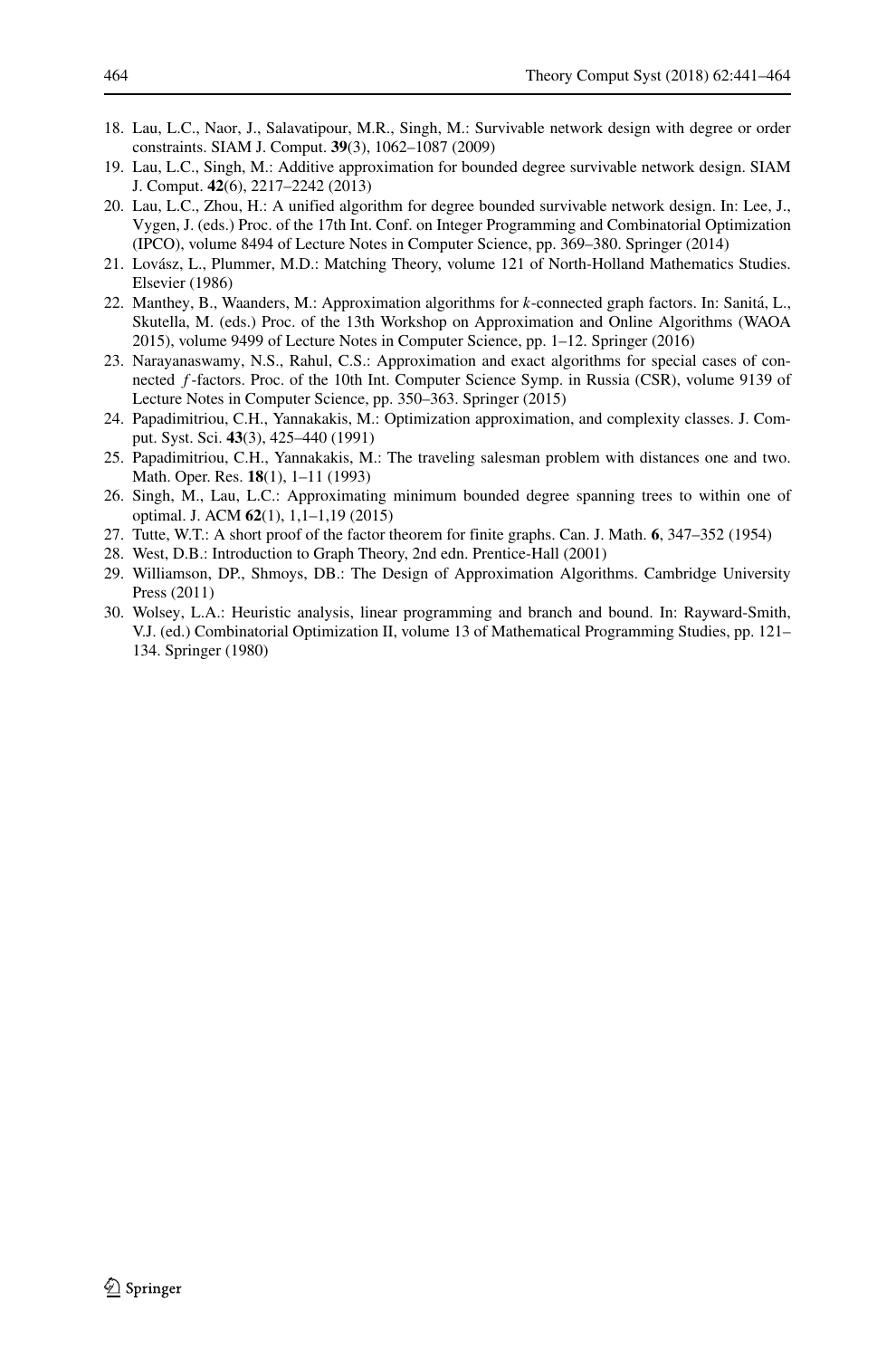18. Lau, L.C., Naor, J., Salavatipour, M.R., Singh, M.: Survivable network design with degree or order constraints. SIAM J. Comput. **39**(3), 1062–1087 (2009)
19. Lau, L.C., Singh, M.: Additive approximation for bounded degree survivable network design. SIAM J. Comput. **42**(6), 2217–2242 (2013)
20. Lau, L.C., Zhou, H.: A unified algorithm for degree bounded survivable network design. In: Lee, J., Vygen, J. (eds.) Proc. of the 17th Int. Conf. on Integer Programming and Combinatorial Optimization (IPCO), volume 8494 of Lecture Notes in Computer Science, pp. 369–380. Springer (2014)
21. Lovász, L., Plummer, M.D.: Matching Theory, volume 121 of North-Holland Mathematics Studies. Elsevier (1986)
22. Manthey, B., Waanders, M.: Approximation algorithms for $k$-connected graph factors. In: Sanitá, L., Skutella, M. (eds.) Proc. of the 13th Workshop on Approximation and Online Algorithms (WAOA 2015), volume 9499 of Lecture Notes in Computer Science, pp. 1–12. Springer (2016)
23. Narayanaswamy, N.S., Rahul, C.S.: Approximation and exact algorithms for special cases of connected $f$-factors. Proc. of the 10th Int. Computer Science Symp. in Russia (CSR), volume 9139 of Lecture Notes in Computer Science, pp. 350–363. Springer (2015)
24. Papadimitriou, C.H., Yannakakis, M.: Optimization approximation, and complexity classes. J. Comput. Syst. Sci. **43**(3), 425–440 (1991)
25. Papadimitriou, C.H., Yannakakis, M.: The traveling salesman problem with distances one and two. Math. Oper. Res. **18**(1), 1–11 (1993)
26. Singh, M., Lau, L.C.: Approximating minimum bounded degree spanning trees to within one of optimal. J. ACM **62**(1), 1,1–1,19 (2015)
27. Tutte, W.T.: A short proof of the factor theorem for finite graphs. Can. J. Math. **6**, 347–352 (1954)
28. West, D.B.: Introduction to Graph Theory, 2nd edn. Prentice-Hall (2001)
29. Williamson, DP., Shmoys, DB.: The Design of Approximation Algorithms. Cambridge University Press (2011)
30. Wolsey, L.A.: Heuristic analysis, linear programming and branch and bound. In: Rayward-Smith, V.J. (ed.) Combinatorial Optimization II, volume 13 of Mathematical Programming Studies, pp. 121–134. Springer (1980)